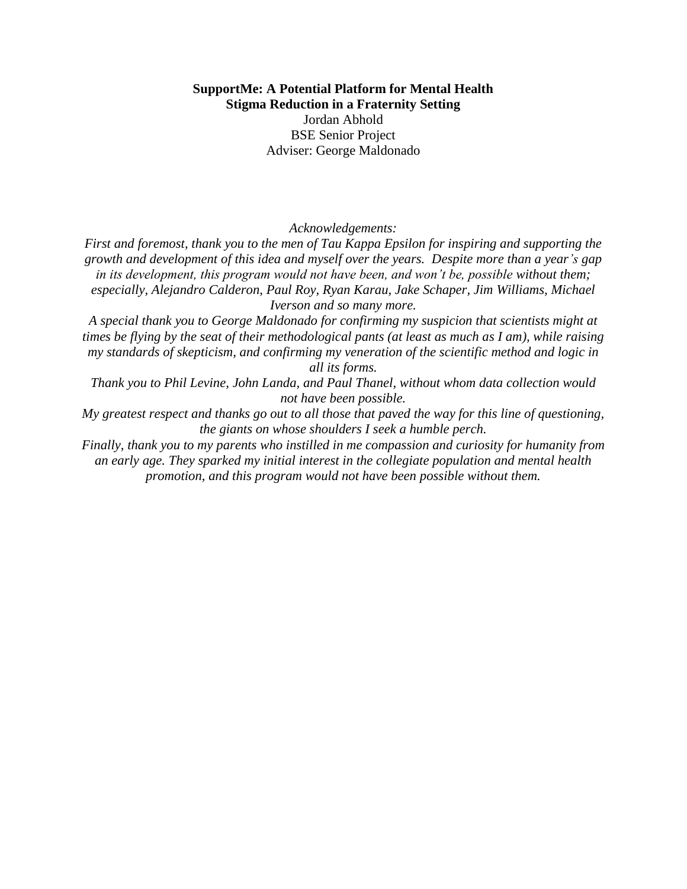**SupportMe: A Potential Platform for Mental Health Stigma Reduction in a Fraternity Setting**

Jordan Abhold

BSE Senior Project

Adviser: George Maldonado

*Acknowledgements:*

*First and foremost, thank you to the men of Tau Kappa Epsilon for inspiring and supporting the growth and development of this idea and myself over the years. Despite more than a year's gap in its development, this program would not have been, and won't be, possible without them; especially, Alejandro Calderon, Paul Roy, Ryan Karau, Jake Schaper, Jim Williams, Michael Iverson and so many more.*

*A special thank you to George Maldonado for confirming my suspicion that scientists might at times be flying by the seat of their methodological pants (at least as much as I am), while raising my standards of skepticism, and confirming my veneration of the scientific method and logic in all its forms.*

*Thank you to Phil Levine, John Landa, and Paul Thanel, without whom data collection would not have been possible.*

*My greatest respect and thanks go out to all those that paved the way for this line of questioning, the giants on whose shoulders I seek a humble perch.*

*Finally, thank you to my parents who instilled in me compassion and curiosity for humanity from an early age. They sparked my initial interest in the collegiate population and mental health promotion, and this program would not have been possible without them.*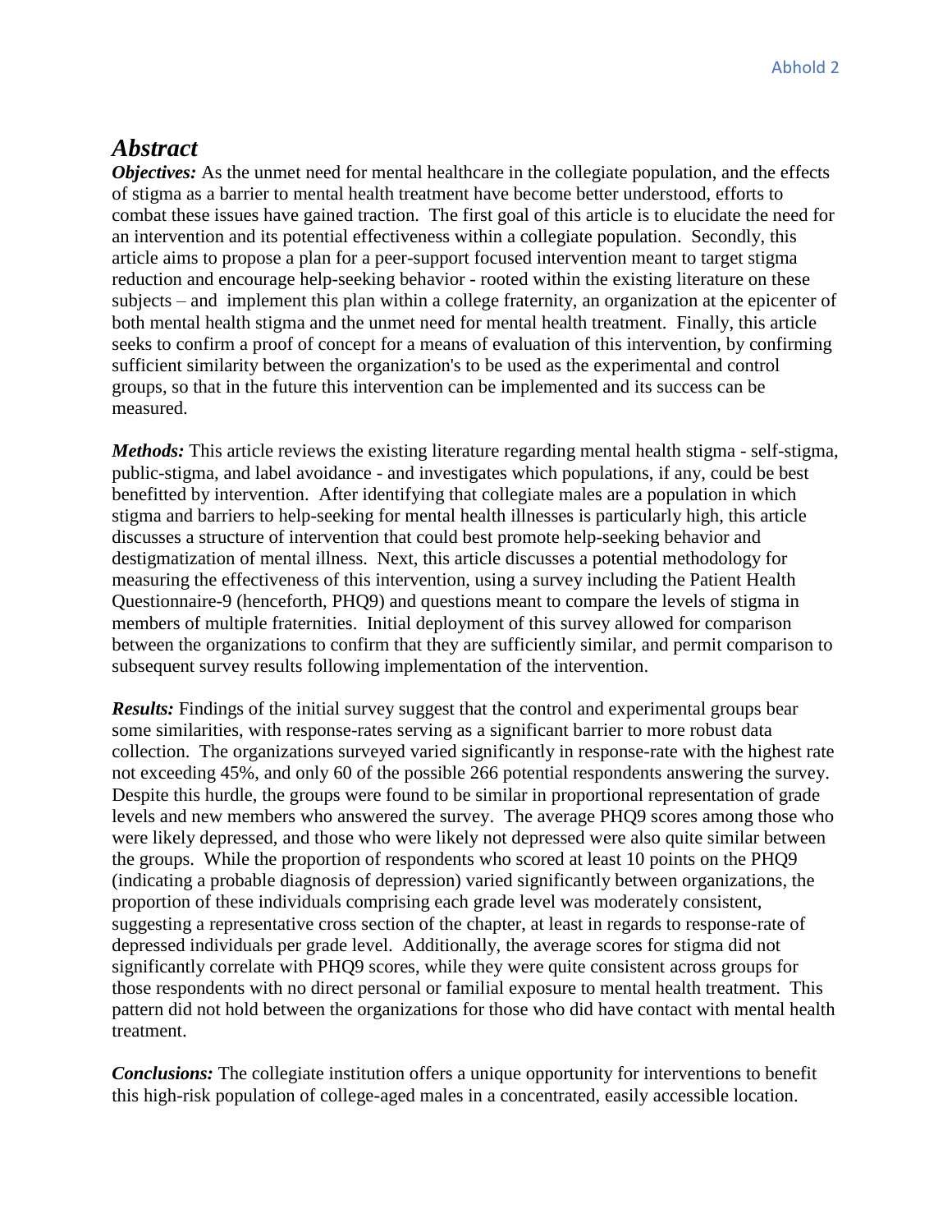# *Abstract*

***Objectives:*** As the unmet need for mental healthcare in the collegiate population, and the effects of stigma as a barrier to mental health treatment have become better understood, efforts to combat these issues have gained traction. The first goal of this article is to elucidate the need for an intervention and its potential effectiveness within a collegiate population. Secondly, this article aims to propose a plan for a peer-support focused intervention meant to target stigma reduction and encourage help-seeking behavior - rooted within the existing literature on these subjects – and implement this plan within a college fraternity, an organization at the epicenter of both mental health stigma and the unmet need for mental health treatment. Finally, this article seeks to confirm a proof of concept for a means of evaluation of this intervention, by confirming sufficient similarity between the organization's to be used as the experimental and control groups, so that in the future this intervention can be implemented and its success can be measured.

***Methods:*** This article reviews the existing literature regarding mental health stigma - self-stigma, public-stigma, and label avoidance - and investigates which populations, if any, could be best benefitted by intervention. After identifying that collegiate males are a population in which stigma and barriers to help-seeking for mental health illnesses is particularly high, this article discusses a structure of intervention that could best promote help-seeking behavior and destigmatization of mental illness. Next, this article discusses a potential methodology for measuring the effectiveness of this intervention, using a survey including the Patient Health Questionnaire-9 (henceforth, PHQ9) and questions meant to compare the levels of stigma in members of multiple fraternities. Initial deployment of this survey allowed for comparison between the organizations to confirm that they are sufficiently similar, and permit comparison to subsequent survey results following implementation of the intervention.

***Results:*** Findings of the initial survey suggest that the control and experimental groups bear some similarities, with response-rates serving as a significant barrier to more robust data collection. The organizations surveyed varied significantly in response-rate with the highest rate not exceeding 45%, and only 60 of the possible 266 potential respondents answering the survey. Despite this hurdle, the groups were found to be similar in proportional representation of grade levels and new members who answered the survey. The average PHQ9 scores among those who were likely depressed, and those who were likely not depressed were also quite similar between the groups. While the proportion of respondents who scored at least 10 points on the PHQ9 (indicating a probable diagnosis of depression) varied significantly between organizations, the proportion of these individuals comprising each grade level was moderately consistent, suggesting a representative cross section of the chapter, at least in regards to response-rate of depressed individuals per grade level. Additionally, the average scores for stigma did not significantly correlate with PHQ9 scores, while they were quite consistent across groups for those respondents with no direct personal or familial exposure to mental health treatment. This pattern did not hold between the organizations for those who did have contact with mental health treatment.

***Conclusions:*** The collegiate institution offers a unique opportunity for interventions to benefit this high-risk population of college-aged males in a concentrated, easily accessible location.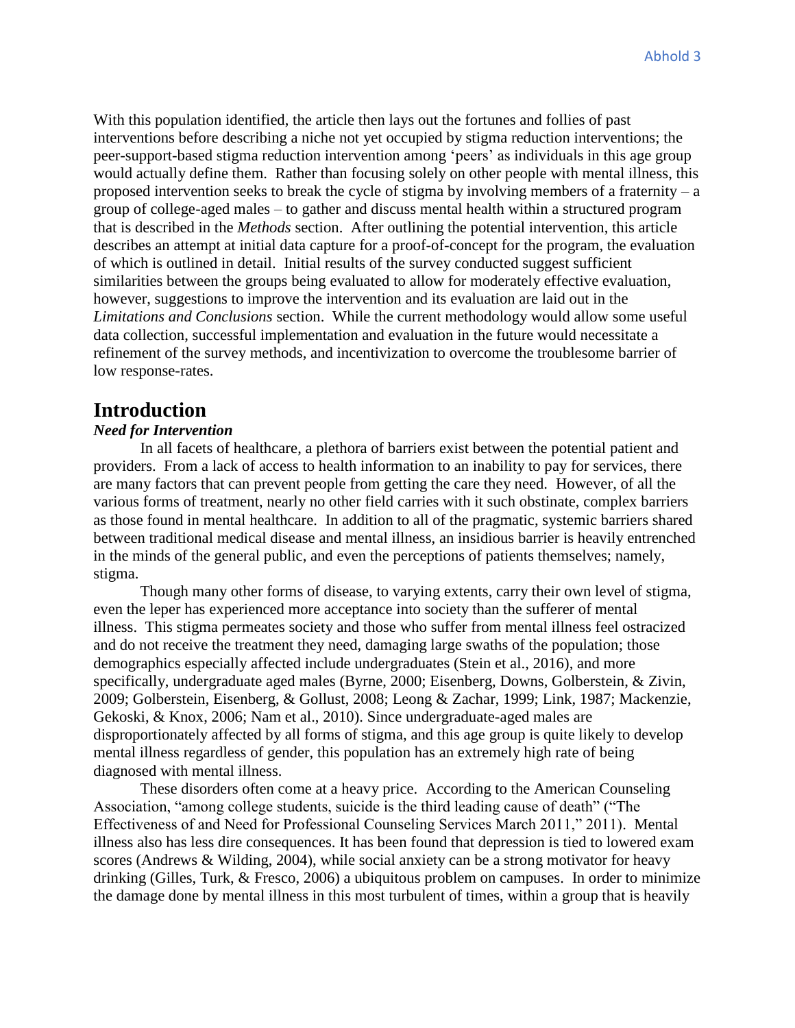With this population identified, the article then lays out the fortunes and follies of past interventions before describing a niche not yet occupied by stigma reduction interventions; the peer-support-based stigma reduction intervention among 'peers' as individuals in this age group would actually define them. Rather than focusing solely on other people with mental illness, this proposed intervention seeks to break the cycle of stigma by involving members of a fraternity – a group of college-aged males – to gather and discuss mental health within a structured program that is described in the *Methods* section. After outlining the potential intervention, this article describes an attempt at initial data capture for a proof-of-concept for the program, the evaluation of which is outlined in detail. Initial results of the survey conducted suggest sufficient similarities between the groups being evaluated to allow for moderately effective evaluation, however, suggestions to improve the intervention and its evaluation are laid out in the *Limitations and Conclusions* section. While the current methodology would allow some useful data collection, successful implementation and evaluation in the future would necessitate a refinement of the survey methods, and incentivization to overcome the troublesome barrier of low response-rates.

# Introduction

### *Need for Intervention*

In all facets of healthcare, a plethora of barriers exist between the potential patient and providers. From a lack of access to health information to an inability to pay for services, there are many factors that can prevent people from getting the care they need. However, of all the various forms of treatment, nearly no other field carries with it such obstinate, complex barriers as those found in mental healthcare. In addition to all of the pragmatic, systemic barriers shared between traditional medical disease and mental illness, an insidious barrier is heavily entrenched in the minds of the general public, and even the perceptions of patients themselves; namely, stigma.

Though many other forms of disease, to varying extents, carry their own level of stigma, even the leper has experienced more acceptance into society than the sufferer of mental illness. This stigma permeates society and those who suffer from mental illness feel ostracized and do not receive the treatment they need, damaging large swaths of the population; those demographics especially affected include undergraduates (Stein et al., 2016), and more specifically, undergraduate aged males (Byrne, 2000; Eisenberg, Downs, Golberstein, & Zivin, 2009; Golberstein, Eisenberg, & Gollust, 2008; Leong & Zachar, 1999; Link, 1987; Mackenzie, Gekoski, & Knox, 2006; Nam et al., 2010). Since undergraduate-aged males are disproportionately affected by all forms of stigma, and this age group is quite likely to develop mental illness regardless of gender, this population has an extremely high rate of being diagnosed with mental illness.

These disorders often come at a heavy price. According to the American Counseling Association, "among college students, suicide is the third leading cause of death" ("The Effectiveness of and Need for Professional Counseling Services March 2011," 2011). Mental illness also has less dire consequences. It has been found that depression is tied to lowered exam scores (Andrews & Wilding, 2004), while social anxiety can be a strong motivator for heavy drinking (Gilles, Turk, & Fresco, 2006) a ubiquitous problem on campuses. In order to minimize the damage done by mental illness in this most turbulent of times, within a group that is heavily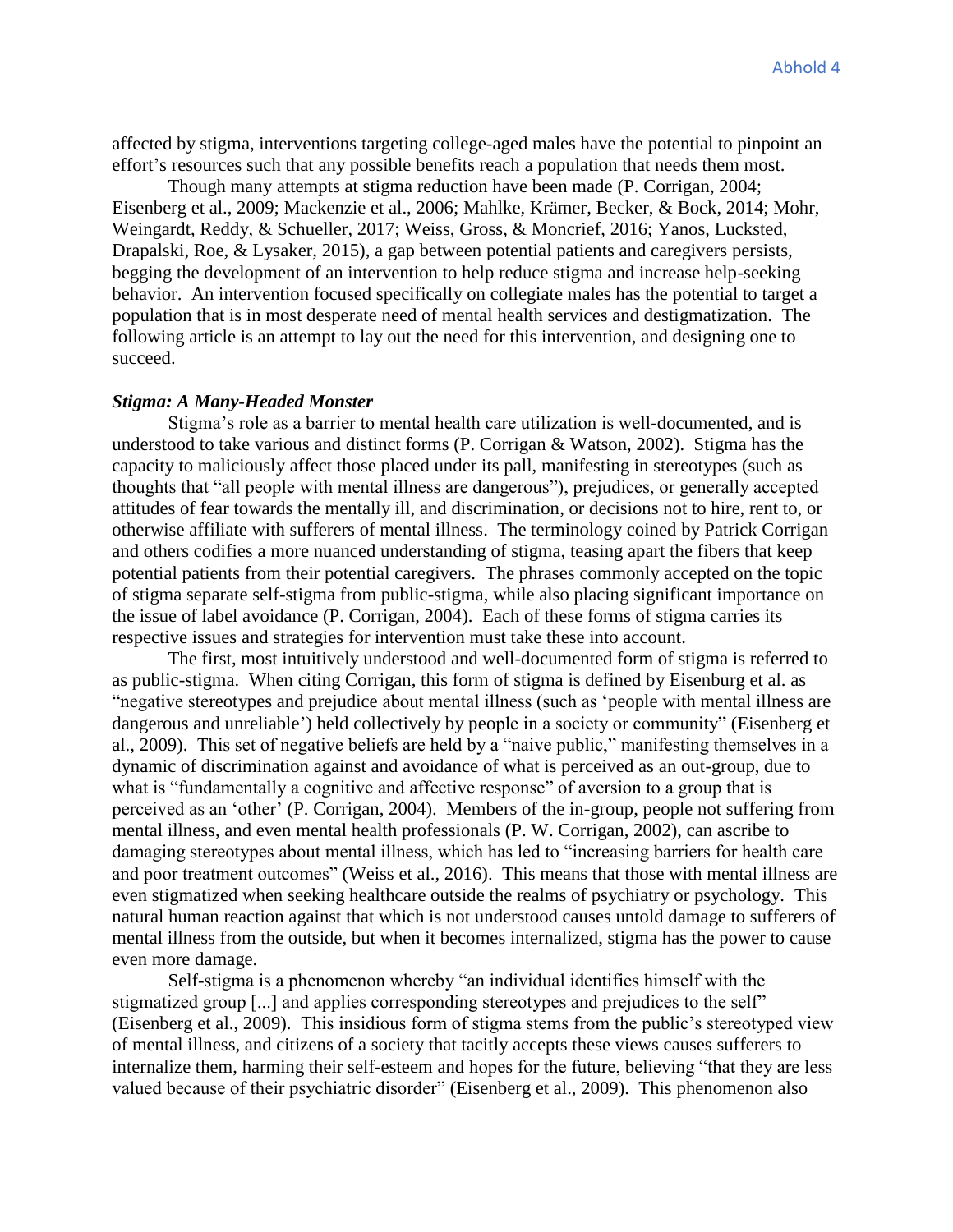affected by stigma, interventions targeting college-aged males have the potential to pinpoint an effort's resources such that any possible benefits reach a population that needs them most.

Though many attempts at stigma reduction have been made (P. Corrigan, 2004; Eisenberg et al., 2009; Mackenzie et al., 2006; Mahlke, Krämer, Becker, & Bock, 2014; Mohr, Weingardt, Reddy, & Schueller, 2017; Weiss, Gross, & Moncrief, 2016; Yanos, Lucksted, Drapalski, Roe, & Lysaker, 2015), a gap between potential patients and caregivers persists, begging the development of an intervention to help reduce stigma and increase help-seeking behavior. An intervention focused specifically on collegiate males has the potential to target a population that is in most desperate need of mental health services and destigmatization. The following article is an attempt to lay out the need for this intervention, and designing one to succeed.

***Stigma: A Many-Headed Monster***

Stigma's role as a barrier to mental health care utilization is well-documented, and is understood to take various and distinct forms (P. Corrigan & Watson, 2002). Stigma has the capacity to maliciously affect those placed under its pall, manifesting in stereotypes (such as thoughts that "all people with mental illness are dangerous"), prejudices, or generally accepted attitudes of fear towards the mentally ill, and discrimination, or decisions not to hire, rent to, or otherwise affiliate with sufferers of mental illness. The terminology coined by Patrick Corrigan and others codifies a more nuanced understanding of stigma, teasing apart the fibers that keep potential patients from their potential caregivers. The phrases commonly accepted on the topic of stigma separate self-stigma from public-stigma, while also placing significant importance on the issue of label avoidance (P. Corrigan, 2004). Each of these forms of stigma carries its respective issues and strategies for intervention must take these into account.

The first, most intuitively understood and well-documented form of stigma is referred to as public-stigma. When citing Corrigan, this form of stigma is defined by Eisenburg et al. as "negative stereotypes and prejudice about mental illness (such as 'people with mental illness are dangerous and unreliable') held collectively by people in a society or community" (Eisenberg et al., 2009). This set of negative beliefs are held by a "naive public," manifesting themselves in a dynamic of discrimination against and avoidance of what is perceived as an out-group, due to what is "fundamentally a cognitive and affective response" of aversion to a group that is perceived as an 'other' (P. Corrigan, 2004). Members of the in-group, people not suffering from mental illness, and even mental health professionals (P. W. Corrigan, 2002), can ascribe to damaging stereotypes about mental illness, which has led to "increasing barriers for health care and poor treatment outcomes" (Weiss et al., 2016). This means that those with mental illness are even stigmatized when seeking healthcare outside the realms of psychiatry or psychology. This natural human reaction against that which is not understood causes untold damage to sufferers of mental illness from the outside, but when it becomes internalized, stigma has the power to cause even more damage.

Self-stigma is a phenomenon whereby "an individual identifies himself with the stigmatized group [...] and applies corresponding stereotypes and prejudices to the self" (Eisenberg et al., 2009). This insidious form of stigma stems from the public's stereotyped view of mental illness, and citizens of a society that tacitly accepts these views causes sufferers to internalize them, harming their self-esteem and hopes for the future, believing "that they are less valued because of their psychiatric disorder" (Eisenberg et al., 2009). This phenomenon also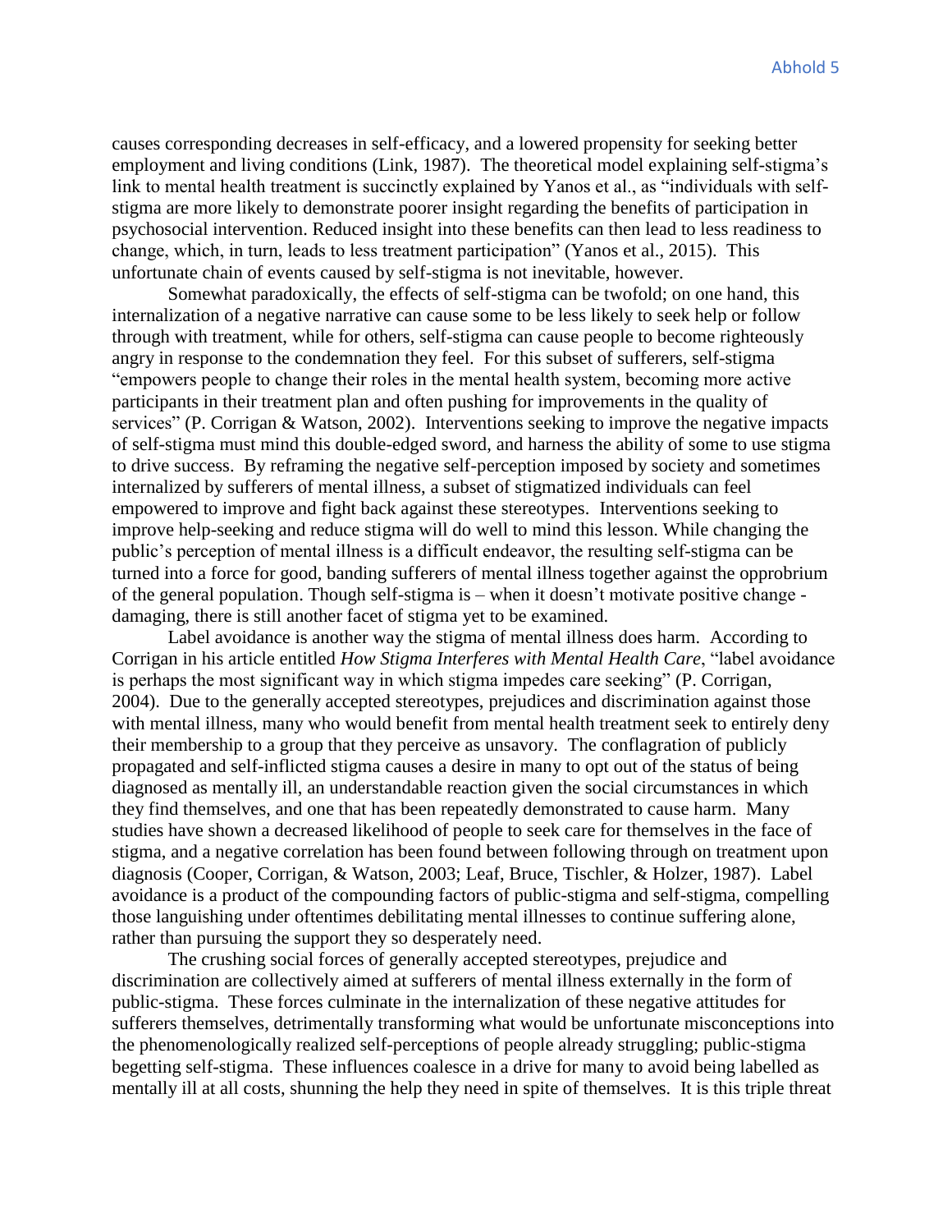causes corresponding decreases in self-efficacy, and a lowered propensity for seeking better employment and living conditions (Link, 1987). The theoretical model explaining self-stigma's link to mental health treatment is succinctly explained by Yanos et al., as "individuals with self-stigma are more likely to demonstrate poorer insight regarding the benefits of participation in psychosocial intervention. Reduced insight into these benefits can then lead to less readiness to change, which, in turn, leads to less treatment participation" (Yanos et al., 2015). This unfortunate chain of events caused by self-stigma is not inevitable, however.

Somewhat paradoxically, the effects of self-stigma can be twofold; on one hand, this internalization of a negative narrative can cause some to be less likely to seek help or follow through with treatment, while for others, self-stigma can cause people to become righteously angry in response to the condemnation they feel. For this subset of sufferers, self-stigma "empowers people to change their roles in the mental health system, becoming more active participants in their treatment plan and often pushing for improvements in the quality of services" (P. Corrigan & Watson, 2002). Interventions seeking to improve the negative impacts of self-stigma must mind this double-edged sword, and harness the ability of some to use stigma to drive success. By reframing the negative self-perception imposed by society and sometimes internalized by sufferers of mental illness, a subset of stigmatized individuals can feel empowered to improve and fight back against these stereotypes. Interventions seeking to improve help-seeking and reduce stigma will do well to mind this lesson. While changing the public's perception of mental illness is a difficult endeavor, the resulting self-stigma can be turned into a force for good, banding sufferers of mental illness together against the opprobrium of the general population. Though self-stigma is – when it doesn't motivate positive change - damaging, there is still another facet of stigma yet to be examined.

Label avoidance is another way the stigma of mental illness does harm. According to Corrigan in his article entitled *How Stigma Interferes with Mental Health Care*, "label avoidance is perhaps the most significant way in which stigma impedes care seeking" (P. Corrigan, 2004). Due to the generally accepted stereotypes, prejudices and discrimination against those with mental illness, many who would benefit from mental health treatment seek to entirely deny their membership to a group that they perceive as unsavory. The conflagration of publicly propagated and self-inflicted stigma causes a desire in many to opt out of the status of being diagnosed as mentally ill, an understandable reaction given the social circumstances in which they find themselves, and one that has been repeatedly demonstrated to cause harm. Many studies have shown a decreased likelihood of people to seek care for themselves in the face of stigma, and a negative correlation has been found between following through on treatment upon diagnosis (Cooper, Corrigan, & Watson, 2003; Leaf, Bruce, Tischler, & Holzer, 1987). Label avoidance is a product of the compounding factors of public-stigma and self-stigma, compelling those languishing under oftentimes debilitating mental illnesses to continue suffering alone, rather than pursuing the support they so desperately need.

The crushing social forces of generally accepted stereotypes, prejudice and discrimination are collectively aimed at sufferers of mental illness externally in the form of public-stigma. These forces culminate in the internalization of these negative attitudes for sufferers themselves, detrimentally transforming what would be unfortunate misconceptions into the phenomenologically realized self-perceptions of people already struggling; public-stigma begetting self-stigma. These influences coalesce in a drive for many to avoid being labelled as mentally ill at all costs, shunning the help they need in spite of themselves. It is this triple threat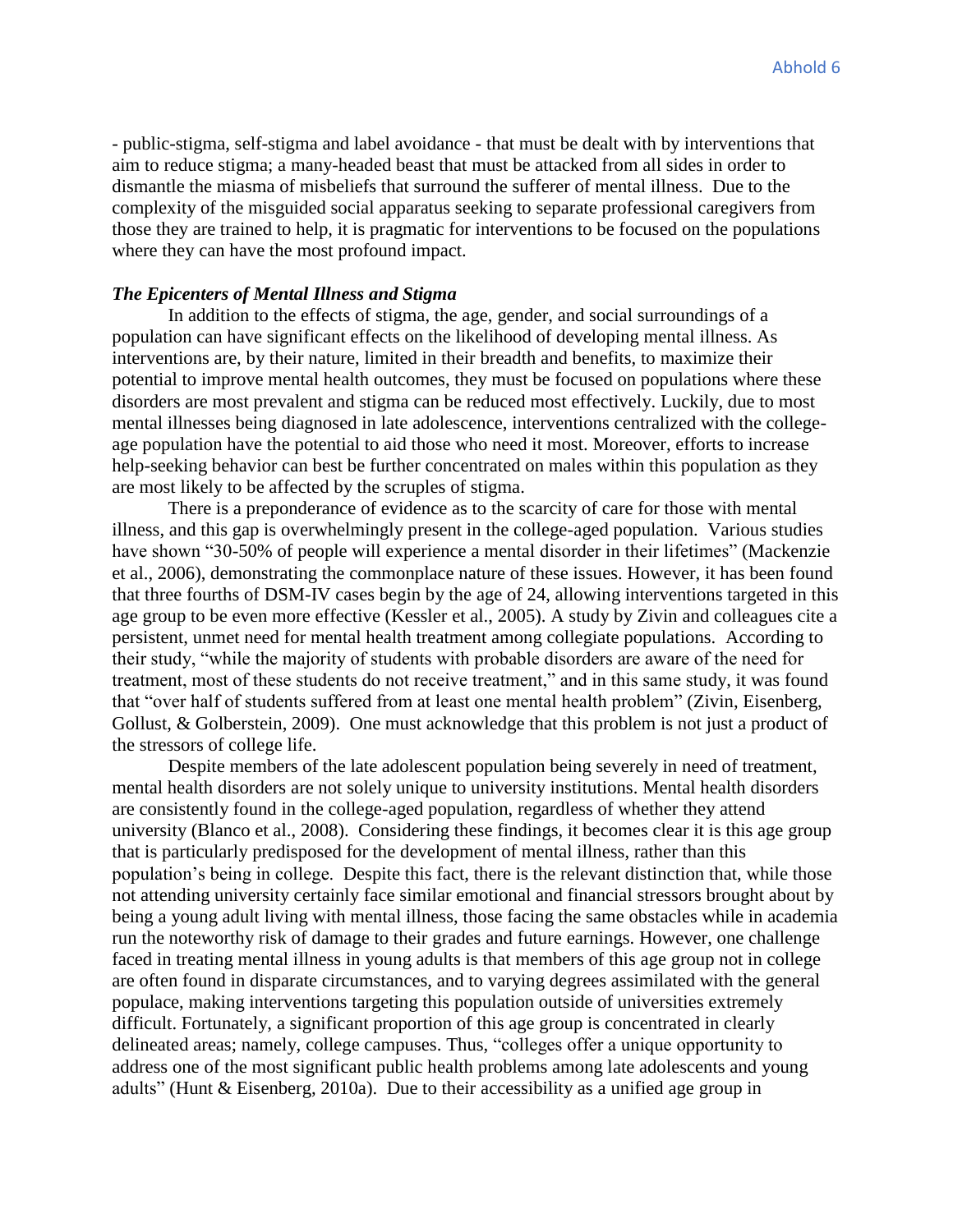- public-stigma, self-stigma and label avoidance - that must be dealt with by interventions that aim to reduce stigma; a many-headed beast that must be attacked from all sides in order to dismantle the miasma of misbeliefs that surround the sufferer of mental illness. Due to the complexity of the misguided social apparatus seeking to separate professional caregivers from those they are trained to help, it is pragmatic for interventions to be focused on the populations where they can have the most profound impact.

### ***The Epicenters of Mental Illness and Stigma***

In addition to the effects of stigma, the age, gender, and social surroundings of a population can have significant effects on the likelihood of developing mental illness. As interventions are, by their nature, limited in their breadth and benefits, to maximize their potential to improve mental health outcomes, they must be focused on populations where these disorders are most prevalent and stigma can be reduced most effectively. Luckily, due to most mental illnesses being diagnosed in late adolescence, interventions centralized with the college-age population have the potential to aid those who need it most. Moreover, efforts to increase help-seeking behavior can best be further concentrated on males within this population as they are most likely to be affected by the scruples of stigma.

There is a preponderance of evidence as to the scarcity of care for those with mental illness, and this gap is overwhelmingly present in the college-aged population. Various studies have shown "30-50% of people will experience a mental disorder in their lifetimes" (Mackenzie et al., 2006), demonstrating the commonplace nature of these issues. However, it has been found that three fourths of DSM-IV cases begin by the age of 24, allowing interventions targeted in this age group to be even more effective (Kessler et al., 2005). A study by Zivin and colleagues cite a persistent, unmet need for mental health treatment among collegiate populations. According to their study, "while the majority of students with probable disorders are aware of the need for treatment, most of these students do not receive treatment," and in this same study, it was found that "over half of students suffered from at least one mental health problem" (Zivin, Eisenberg, Gollust, & Golberstein, 2009). One must acknowledge that this problem is not just a product of the stressors of college life.

Despite members of the late adolescent population being severely in need of treatment, mental health disorders are not solely unique to university institutions. Mental health disorders are consistently found in the college-aged population, regardless of whether they attend university (Blanco et al., 2008). Considering these findings, it becomes clear it is this age group that is particularly predisposed for the development of mental illness, rather than this population's being in college. Despite this fact, there is the relevant distinction that, while those not attending university certainly face similar emotional and financial stressors brought about by being a young adult living with mental illness, those facing the same obstacles while in academia run the noteworthy risk of damage to their grades and future earnings. However, one challenge faced in treating mental illness in young adults is that members of this age group not in college are often found in disparate circumstances, and to varying degrees assimilated with the general populace, making interventions targeting this population outside of universities extremely difficult. Fortunately, a significant proportion of this age group is concentrated in clearly delineated areas; namely, college campuses. Thus, "colleges offer a unique opportunity to address one of the most significant public health problems among late adolescents and young adults" (Hunt & Eisenberg, 2010a). Due to their accessibility as a unified age group in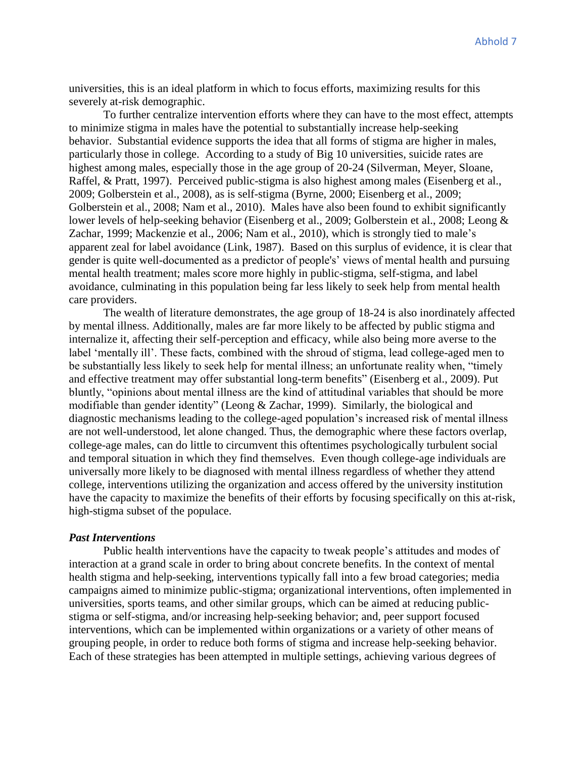universities, this is an ideal platform in which to focus efforts, maximizing results for this severely at-risk demographic.

To further centralize intervention efforts where they can have to the most effect, attempts to minimize stigma in males have the potential to substantially increase help-seeking behavior. Substantial evidence supports the idea that all forms of stigma are higher in males, particularly those in college. According to a study of Big 10 universities, suicide rates are highest among males, especially those in the age group of 20-24 (Silverman, Meyer, Sloane, Raffel, & Pratt, 1997). Perceived public-stigma is also highest among males (Eisenberg et al., 2009; Golberstein et al., 2008), as is self-stigma (Byrne, 2000; Eisenberg et al., 2009; Golberstein et al., 2008; Nam et al., 2010). Males have also been found to exhibit significantly lower levels of help-seeking behavior (Eisenberg et al., 2009; Golberstein et al., 2008; Leong & Zachar, 1999; Mackenzie et al., 2006; Nam et al., 2010), which is strongly tied to male's apparent zeal for label avoidance (Link, 1987). Based on this surplus of evidence, it is clear that gender is quite well-documented as a predictor of people's' views of mental health and pursuing mental health treatment; males score more highly in public-stigma, self-stigma, and label avoidance, culminating in this population being far less likely to seek help from mental health care providers.

The wealth of literature demonstrates, the age group of 18-24 is also inordinately affected by mental illness. Additionally, males are far more likely to be affected by public stigma and internalize it, affecting their self-perception and efficacy, while also being more averse to the label 'mentally ill'. These facts, combined with the shroud of stigma, lead college-aged men to be substantially less likely to seek help for mental illness; an unfortunate reality when, "timely and effective treatment may offer substantial long-term benefits" (Eisenberg et al., 2009). Put bluntly, "opinions about mental illness are the kind of attitudinal variables that should be more modifiable than gender identity" (Leong & Zachar, 1999). Similarly, the biological and diagnostic mechanisms leading to the college-aged population's increased risk of mental illness are not well-understood, let alone changed. Thus, the demographic where these factors overlap, college-age males, can do little to circumvent this oftentimes psychologically turbulent social and temporal situation in which they find themselves. Even though college-age individuals are universally more likely to be diagnosed with mental illness regardless of whether they attend college, interventions utilizing the organization and access offered by the university institution have the capacity to maximize the benefits of their efforts by focusing specifically on this at-risk, high-stigma subset of the populace.

***Past Interventions***

Public health interventions have the capacity to tweak people's attitudes and modes of interaction at a grand scale in order to bring about concrete benefits. In the context of mental health stigma and help-seeking, interventions typically fall into a few broad categories; media campaigns aimed to minimize public-stigma; organizational interventions, often implemented in universities, sports teams, and other similar groups, which can be aimed at reducing public-stigma or self-stigma, and/or increasing help-seeking behavior; and, peer support focused interventions, which can be implemented within organizations or a variety of other means of grouping people, in order to reduce both forms of stigma and increase help-seeking behavior. Each of these strategies has been attempted in multiple settings, achieving various degrees of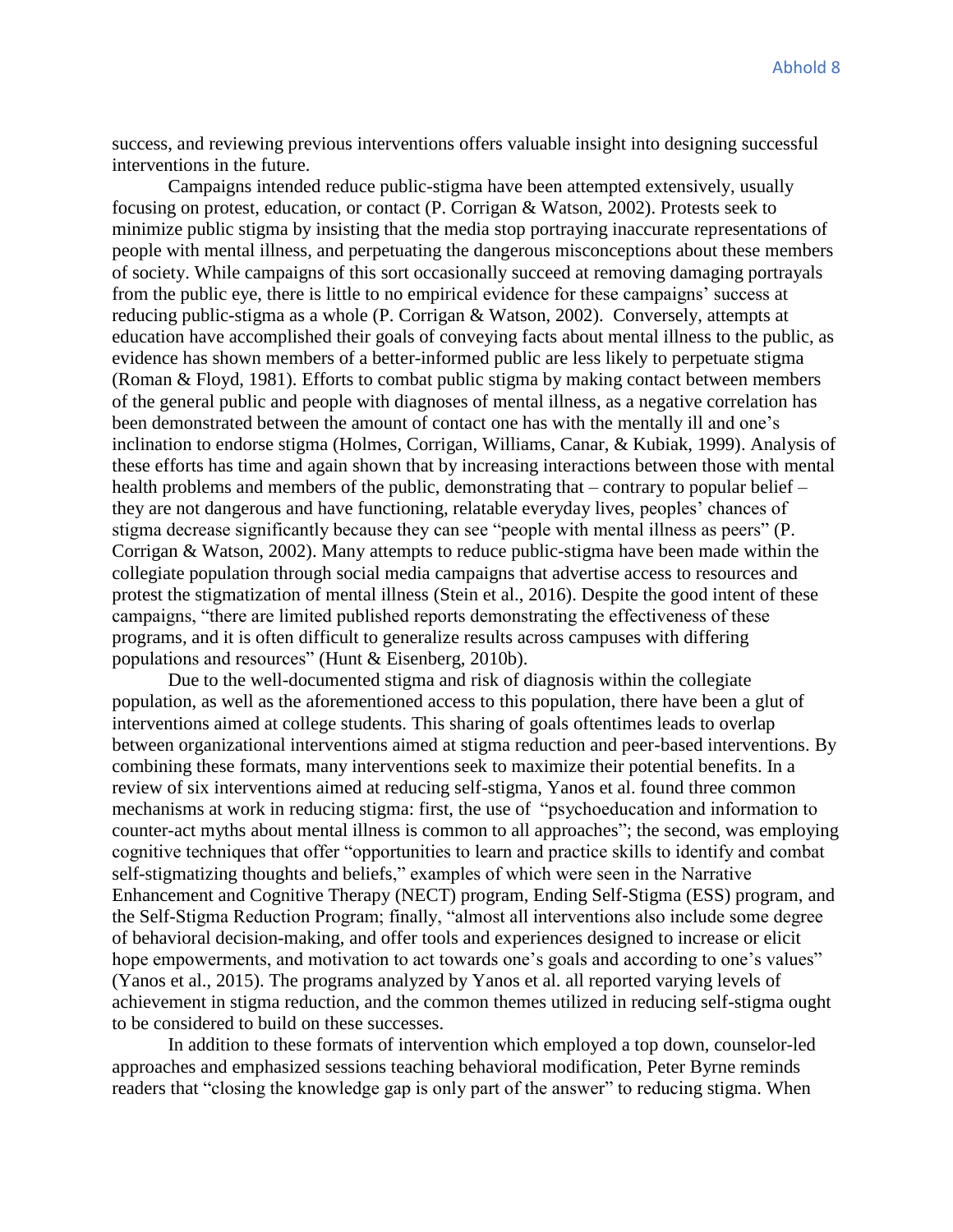success, and reviewing previous interventions offers valuable insight into designing successful interventions in the future.

Campaigns intended reduce public-stigma have been attempted extensively, usually focusing on protest, education, or contact (P. Corrigan & Watson, 2002). Protests seek to minimize public stigma by insisting that the media stop portraying inaccurate representations of people with mental illness, and perpetuating the dangerous misconceptions about these members of society. While campaigns of this sort occasionally succeed at removing damaging portrayals from the public eye, there is little to no empirical evidence for these campaigns' success at reducing public-stigma as a whole (P. Corrigan & Watson, 2002). Conversely, attempts at education have accomplished their goals of conveying facts about mental illness to the public, as evidence has shown members of a better-informed public are less likely to perpetuate stigma (Roman & Floyd, 1981). Efforts to combat public stigma by making contact between members of the general public and people with diagnoses of mental illness, as a negative correlation has been demonstrated between the amount of contact one has with the mentally ill and one's inclination to endorse stigma (Holmes, Corrigan, Williams, Canar, & Kubiak, 1999). Analysis of these efforts has time and again shown that by increasing interactions between those with mental health problems and members of the public, demonstrating that – contrary to popular belief – they are not dangerous and have functioning, relatable everyday lives, peoples' chances of stigma decrease significantly because they can see "people with mental illness as peers" (P. Corrigan & Watson, 2002). Many attempts to reduce public-stigma have been made within the collegiate population through social media campaigns that advertise access to resources and protest the stigmatization of mental illness (Stein et al., 2016). Despite the good intent of these campaigns, "there are limited published reports demonstrating the effectiveness of these programs, and it is often difficult to generalize results across campuses with differing populations and resources" (Hunt & Eisenberg, 2010b).

Due to the well-documented stigma and risk of diagnosis within the collegiate population, as well as the aforementioned access to this population, there have been a glut of interventions aimed at college students. This sharing of goals oftentimes leads to overlap between organizational interventions aimed at stigma reduction and peer-based interventions. By combining these formats, many interventions seek to maximize their potential benefits. In a review of six interventions aimed at reducing self-stigma, Yanos et al. found three common mechanisms at work in reducing stigma: first, the use of "psychoeducation and information to counter-act myths about mental illness is common to all approaches"; the second, was employing cognitive techniques that offer "opportunities to learn and practice skills to identify and combat self-stigmatizing thoughts and beliefs," examples of which were seen in the Narrative Enhancement and Cognitive Therapy (NECT) program, Ending Self-Stigma (ESS) program, and the Self-Stigma Reduction Program; finally, "almost all interventions also include some degree of behavioral decision-making, and offer tools and experiences designed to increase or elicit hope empowerments, and motivation to act towards one's goals and according to one's values" (Yanos et al., 2015). The programs analyzed by Yanos et al. all reported varying levels of achievement in stigma reduction, and the common themes utilized in reducing self-stigma ought to be considered to build on these successes.

In addition to these formats of intervention which employed a top down, counselor-led approaches and emphasized sessions teaching behavioral modification, Peter Byrne reminds readers that "closing the knowledge gap is only part of the answer" to reducing stigma. When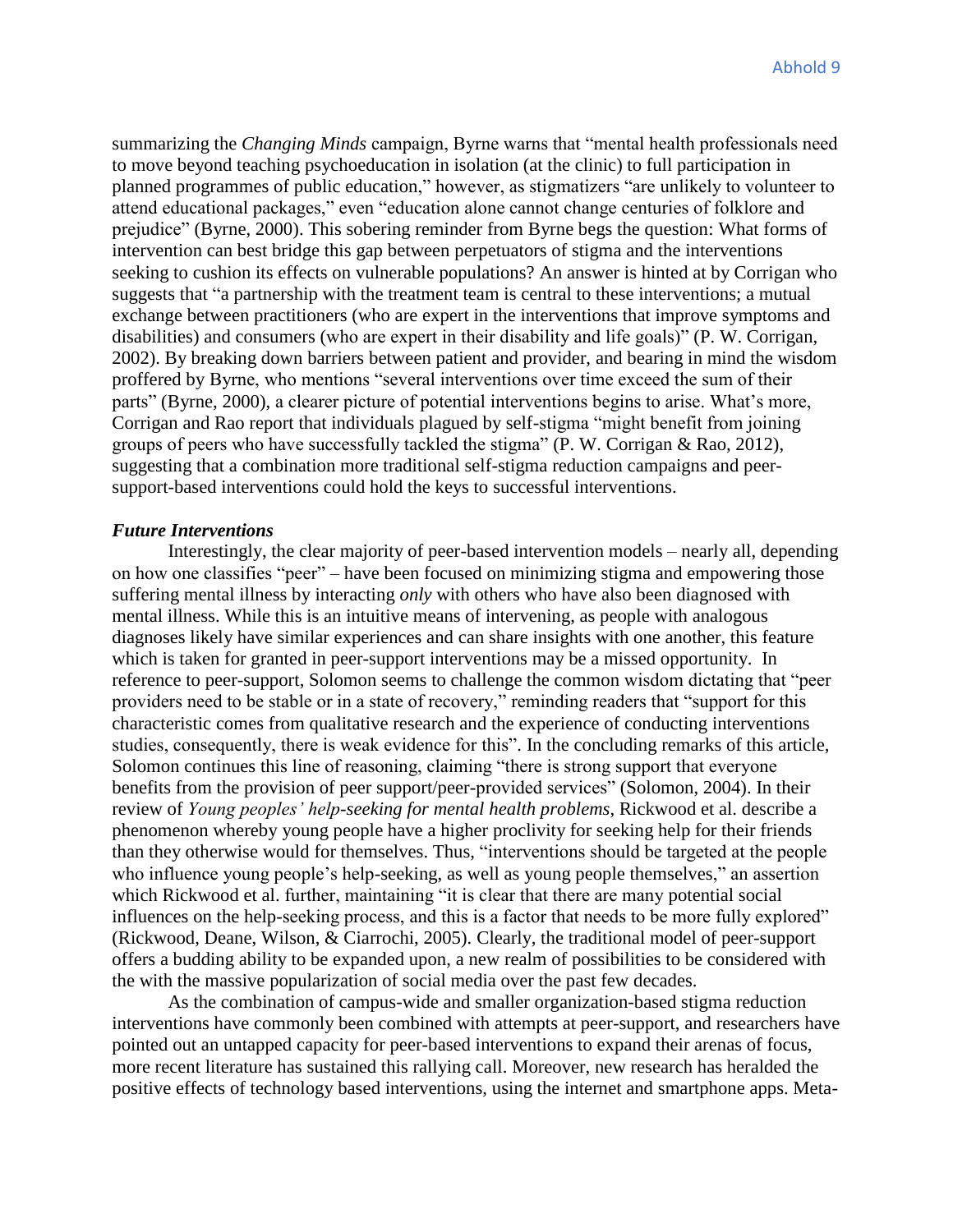summarizing the *Changing Minds* campaign, Byrne warns that "mental health professionals need to move beyond teaching psychoeducation in isolation (at the clinic) to full participation in planned programmes of public education," however, as stigmatizers "are unlikely to volunteer to attend educational packages," even "education alone cannot change centuries of folklore and prejudice" (Byrne, 2000). This sobering reminder from Byrne begs the question: What forms of intervention can best bridge this gap between perpetuators of stigma and the interventions seeking to cushion its effects on vulnerable populations? An answer is hinted at by Corrigan who suggests that "a partnership with the treatment team is central to these interventions; a mutual exchange between practitioners (who are expert in the interventions that improve symptoms and disabilities) and consumers (who are expert in their disability and life goals)" (P. W. Corrigan, 2002). By breaking down barriers between patient and provider, and bearing in mind the wisdom proffered by Byrne, who mentions "several interventions over time exceed the sum of their parts" (Byrne, 2000), a clearer picture of potential interventions begins to arise. What's more, Corrigan and Rao report that individuals plagued by self-stigma "might benefit from joining groups of peers who have successfully tackled the stigma" (P. W. Corrigan & Rao, 2012), suggesting that a combination more traditional self-stigma reduction campaigns and peer-support-based interventions could hold the keys to successful interventions.

***Future Interventions***

Interestingly, the clear majority of peer-based intervention models – nearly all, depending on how one classifies "peer" – have been focused on minimizing stigma and empowering those suffering mental illness by interacting *only* with others who have also been diagnosed with mental illness. While this is an intuitive means of intervening, as people with analogous diagnoses likely have similar experiences and can share insights with one another, this feature which is taken for granted in peer-support interventions may be a missed opportunity. In reference to peer-support, Solomon seems to challenge the common wisdom dictating that "peer providers need to be stable or in a state of recovery," reminding readers that "support for this characteristic comes from qualitative research and the experience of conducting interventions studies, consequently, there is weak evidence for this". In the concluding remarks of this article, Solomon continues this line of reasoning, claiming "there is strong support that everyone benefits from the provision of peer support/peer-provided services" (Solomon, 2004). In their review of *Young peoples' help-seeking for mental health problems*, Rickwood et al. describe a phenomenon whereby young people have a higher proclivity for seeking help for their friends than they otherwise would for themselves. Thus, "interventions should be targeted at the people who influence young people's help-seeking, as well as young people themselves," an assertion which Rickwood et al. further, maintaining "it is clear that there are many potential social influences on the help-seeking process, and this is a factor that needs to be more fully explored" (Rickwood, Deane, Wilson, & Ciarrochi, 2005). Clearly, the traditional model of peer-support offers a budding ability to be expanded upon, a new realm of possibilities to be considered with the with the massive popularization of social media over the past few decades.

As the combination of campus-wide and smaller organization-based stigma reduction interventions have commonly been combined with attempts at peer-support, and researchers have pointed out an untapped capacity for peer-based interventions to expand their arenas of focus, more recent literature has sustained this rallying call. Moreover, new research has heralded the positive effects of technology based interventions, using the internet and smartphone apps. Meta-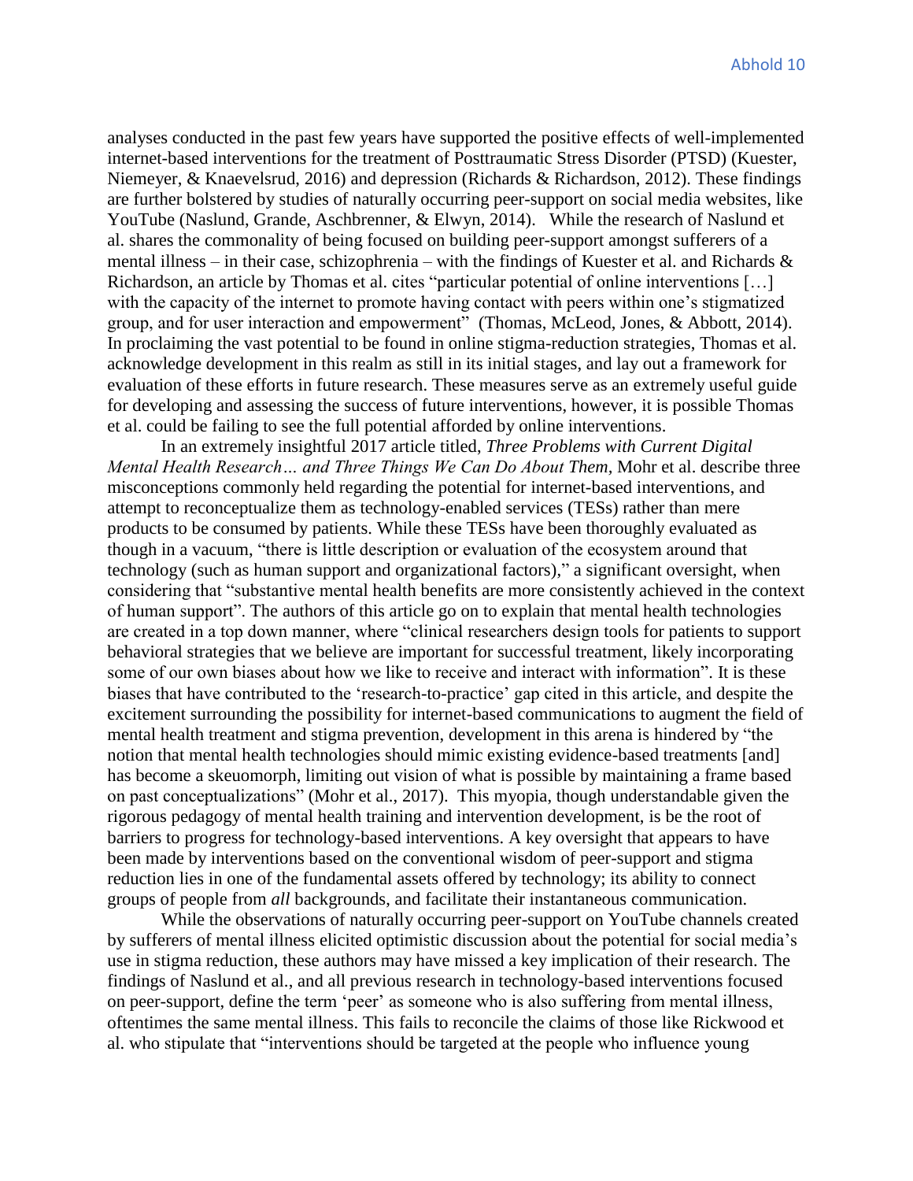analyses conducted in the past few years have supported the positive effects of well-implemented internet-based interventions for the treatment of Posttraumatic Stress Disorder (PTSD) (Kuester, Niemeyer, & Knaevelsrud, 2016) and depression (Richards & Richardson, 2012). These findings are further bolstered by studies of naturally occurring peer-support on social media websites, like YouTube (Naslund, Grande, Aschbrenner, & Elwyn, 2014). While the research of Naslund et al. shares the commonality of being focused on building peer-support amongst sufferers of a mental illness – in their case, schizophrenia – with the findings of Kuester et al. and Richards & Richardson, an article by Thomas et al. cites "particular potential of online interventions […] with the capacity of the internet to promote having contact with peers within one's stigmatized group, and for user interaction and empowerment" (Thomas, McLeod, Jones, & Abbott, 2014). In proclaiming the vast potential to be found in online stigma-reduction strategies, Thomas et al. acknowledge development in this realm as still in its initial stages, and lay out a framework for evaluation of these efforts in future research. These measures serve as an extremely useful guide for developing and assessing the success of future interventions, however, it is possible Thomas et al. could be failing to see the full potential afforded by online interventions.

In an extremely insightful 2017 article titled, *Three Problems with Current Digital Mental Health Research… and Three Things We Can Do About Them*, Mohr et al. describe three misconceptions commonly held regarding the potential for internet-based interventions, and attempt to reconceptualize them as technology-enabled services (TESs) rather than mere products to be consumed by patients. While these TESs have been thoroughly evaluated as though in a vacuum, "there is little description or evaluation of the ecosystem around that technology (such as human support and organizational factors)," a significant oversight, when considering that "substantive mental health benefits are more consistently achieved in the context of human support". The authors of this article go on to explain that mental health technologies are created in a top down manner, where "clinical researchers design tools for patients to support behavioral strategies that we believe are important for successful treatment, likely incorporating some of our own biases about how we like to receive and interact with information". It is these biases that have contributed to the 'research-to-practice' gap cited in this article, and despite the excitement surrounding the possibility for internet-based communications to augment the field of mental health treatment and stigma prevention, development in this arena is hindered by "the notion that mental health technologies should mimic existing evidence-based treatments [and] has become a skeuomorph, limiting out vision of what is possible by maintaining a frame based on past conceptualizations" (Mohr et al., 2017). This myopia, though understandable given the rigorous pedagogy of mental health training and intervention development, is be the root of barriers to progress for technology-based interventions. A key oversight that appears to have been made by interventions based on the conventional wisdom of peer-support and stigma reduction lies in one of the fundamental assets offered by technology; its ability to connect groups of people from *all* backgrounds, and facilitate their instantaneous communication.

While the observations of naturally occurring peer-support on YouTube channels created by sufferers of mental illness elicited optimistic discussion about the potential for social media's use in stigma reduction, these authors may have missed a key implication of their research. The findings of Naslund et al., and all previous research in technology-based interventions focused on peer-support, define the term 'peer' as someone who is also suffering from mental illness, oftentimes the same mental illness. This fails to reconcile the claims of those like Rickwood et al. who stipulate that "interventions should be targeted at the people who influence young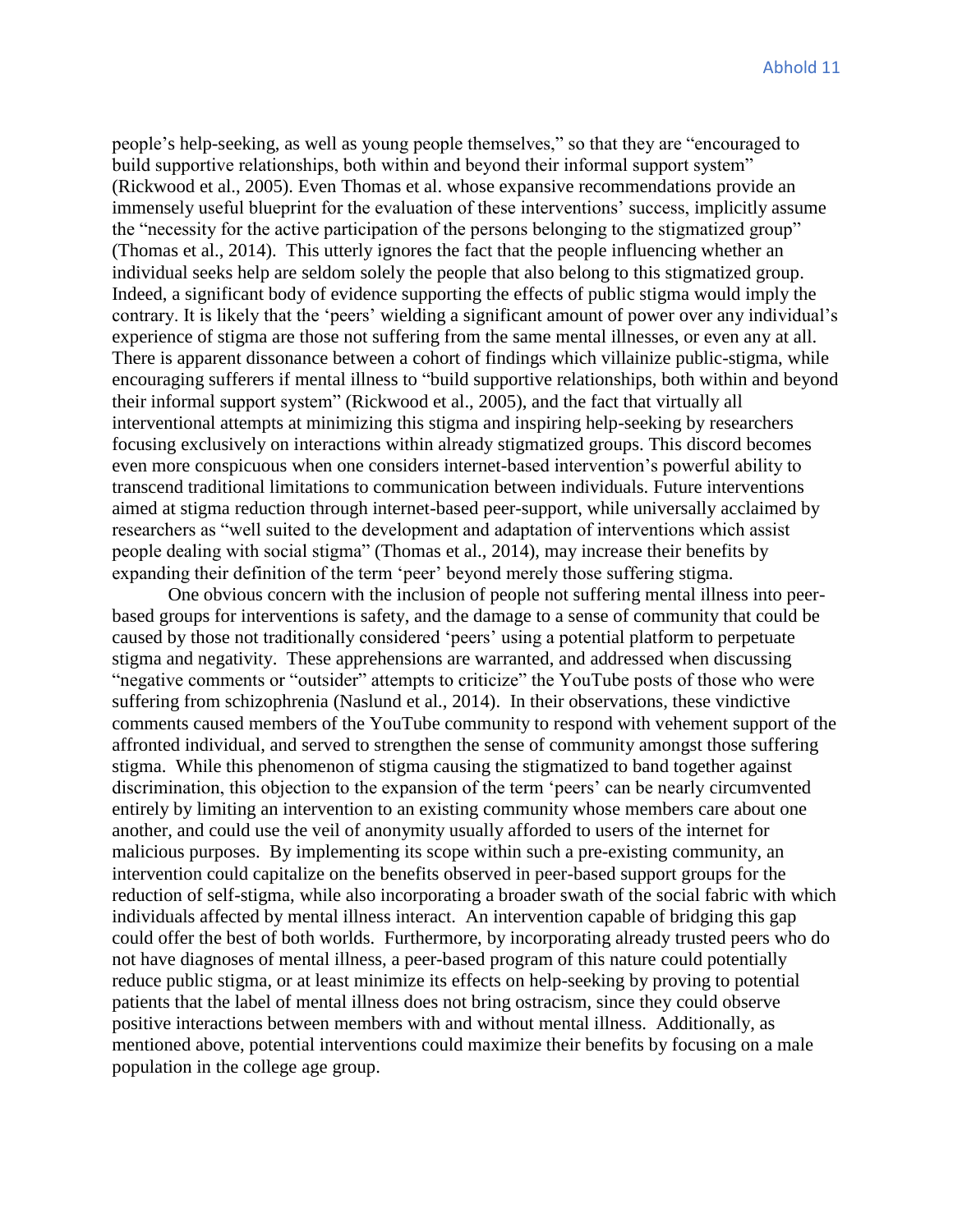people's help-seeking, as well as young people themselves," so that they are "encouraged to build supportive relationships, both within and beyond their informal support system" (Rickwood et al., 2005). Even Thomas et al. whose expansive recommendations provide an immensely useful blueprint for the evaluation of these interventions' success, implicitly assume the "necessity for the active participation of the persons belonging to the stigmatized group" (Thomas et al., 2014). This utterly ignores the fact that the people influencing whether an individual seeks help are seldom solely the people that also belong to this stigmatized group. Indeed, a significant body of evidence supporting the effects of public stigma would imply the contrary. It is likely that the 'peers' wielding a significant amount of power over any individual's experience of stigma are those not suffering from the same mental illnesses, or even any at all. There is apparent dissonance between a cohort of findings which villainize public-stigma, while encouraging sufferers if mental illness to "build supportive relationships, both within and beyond their informal support system" (Rickwood et al., 2005), and the fact that virtually all interventional attempts at minimizing this stigma and inspiring help-seeking by researchers focusing exclusively on interactions within already stigmatized groups. This discord becomes even more conspicuous when one considers internet-based intervention's powerful ability to transcend traditional limitations to communication between individuals. Future interventions aimed at stigma reduction through internet-based peer-support, while universally acclaimed by researchers as "well suited to the development and adaptation of interventions which assist people dealing with social stigma" (Thomas et al., 2014), may increase their benefits by expanding their definition of the term 'peer' beyond merely those suffering stigma.

One obvious concern with the inclusion of people not suffering mental illness into peer-based groups for interventions is safety, and the damage to a sense of community that could be caused by those not traditionally considered 'peers' using a potential platform to perpetuate stigma and negativity. These apprehensions are warranted, and addressed when discussing "negative comments or "outsider" attempts to criticize" the YouTube posts of those who were suffering from schizophrenia (Naslund et al., 2014). In their observations, these vindictive comments caused members of the YouTube community to respond with vehement support of the affronted individual, and served to strengthen the sense of community amongst those suffering stigma. While this phenomenon of stigma causing the stigmatized to band together against discrimination, this objection to the expansion of the term 'peers' can be nearly circumvented entirely by limiting an intervention to an existing community whose members care about one another, and could use the veil of anonymity usually afforded to users of the internet for malicious purposes. By implementing its scope within such a pre-existing community, an intervention could capitalize on the benefits observed in peer-based support groups for the reduction of self-stigma, while also incorporating a broader swath of the social fabric with which individuals affected by mental illness interact. An intervention capable of bridging this gap could offer the best of both worlds. Furthermore, by incorporating already trusted peers who do not have diagnoses of mental illness, a peer-based program of this nature could potentially reduce public stigma, or at least minimize its effects on help-seeking by proving to potential patients that the label of mental illness does not bring ostracism, since they could observe positive interactions between members with and without mental illness. Additionally, as mentioned above, potential interventions could maximize their benefits by focusing on a male population in the college age group.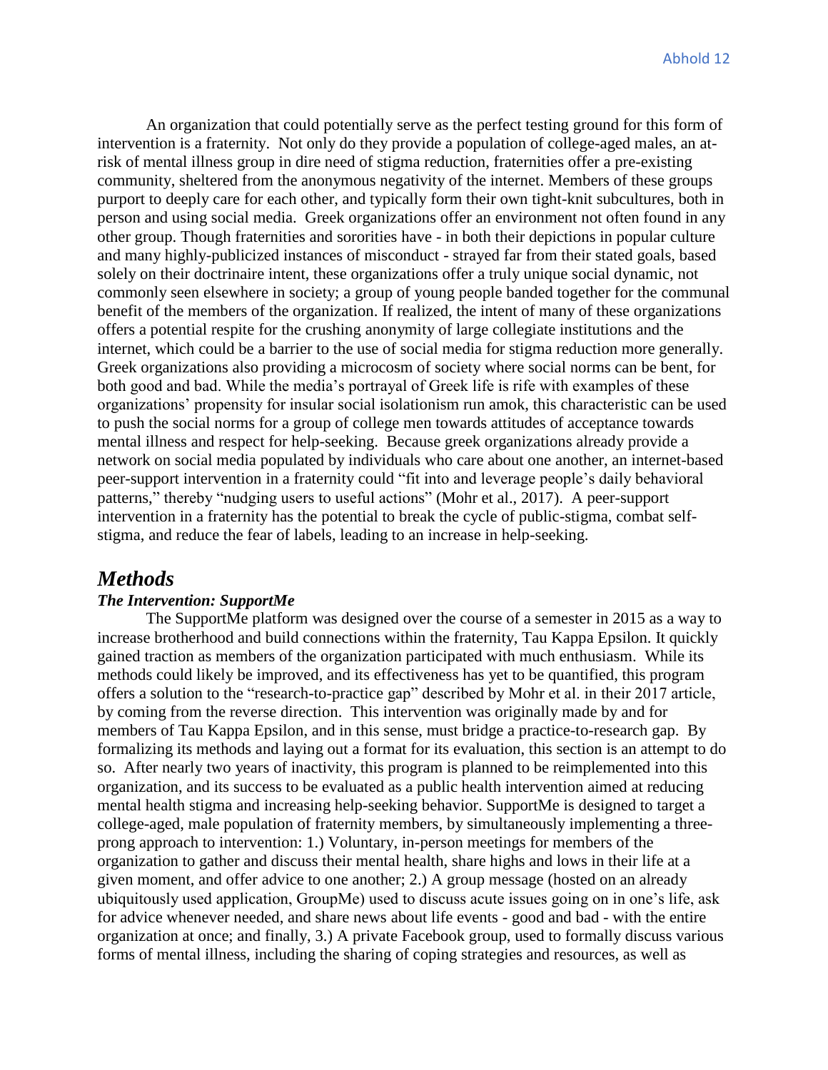An organization that could potentially serve as the perfect testing ground for this form of intervention is a fraternity. Not only do they provide a population of college-aged males, an at-risk of mental illness group in dire need of stigma reduction, fraternities offer a pre-existing community, sheltered from the anonymous negativity of the internet. Members of these groups purport to deeply care for each other, and typically form their own tight-knit subcultures, both in person and using social media. Greek organizations offer an environment not often found in any other group. Though fraternities and sororities have - in both their depictions in popular culture and many highly-publicized instances of misconduct - strayed far from their stated goals, based solely on their doctrinaire intent, these organizations offer a truly unique social dynamic, not commonly seen elsewhere in society; a group of young people banded together for the communal benefit of the members of the organization. If realized, the intent of many of these organizations offers a potential respite for the crushing anonymity of large collegiate institutions and the internet, which could be a barrier to the use of social media for stigma reduction more generally. Greek organizations also providing a microcosm of society where social norms can be bent, for both good and bad. While the media's portrayal of Greek life is rife with examples of these organizations' propensity for insular social isolationism run amok, this characteristic can be used to push the social norms for a group of college men towards attitudes of acceptance towards mental illness and respect for help-seeking. Because greek organizations already provide a network on social media populated by individuals who care about one another, an internet-based peer-support intervention in a fraternity could "fit into and leverage people's daily behavioral patterns," thereby "nudging users to useful actions" (Mohr et al., 2017). A peer-support intervention in a fraternity has the potential to break the cycle of public-stigma, combat self-stigma, and reduce the fear of labels, leading to an increase in help-seeking.

## *Methods*

### *The Intervention: SupportMe*

The SupportMe platform was designed over the course of a semester in 2015 as a way to increase brotherhood and build connections within the fraternity, Tau Kappa Epsilon. It quickly gained traction as members of the organization participated with much enthusiasm. While its methods could likely be improved, and its effectiveness has yet to be quantified, this program offers a solution to the "research-to-practice gap" described by Mohr et al. in their 2017 article, by coming from the reverse direction. This intervention was originally made by and for members of Tau Kappa Epsilon, and in this sense, must bridge a practice-to-research gap. By formalizing its methods and laying out a format for its evaluation, this section is an attempt to do so. After nearly two years of inactivity, this program is planned to be reimplemented into this organization, and its success to be evaluated as a public health intervention aimed at reducing mental health stigma and increasing help-seeking behavior. SupportMe is designed to target a college-aged, male population of fraternity members, by simultaneously implementing a three-prong approach to intervention: 1.) Voluntary, in-person meetings for members of the organization to gather and discuss their mental health, share highs and lows in their life at a given moment, and offer advice to one another; 2.) A group message (hosted on an already ubiquitously used application, GroupMe) used to discuss acute issues going on in one's life, ask for advice whenever needed, and share news about life events - good and bad - with the entire organization at once; and finally, 3.) A private Facebook group, used to formally discuss various forms of mental illness, including the sharing of coping strategies and resources, as well as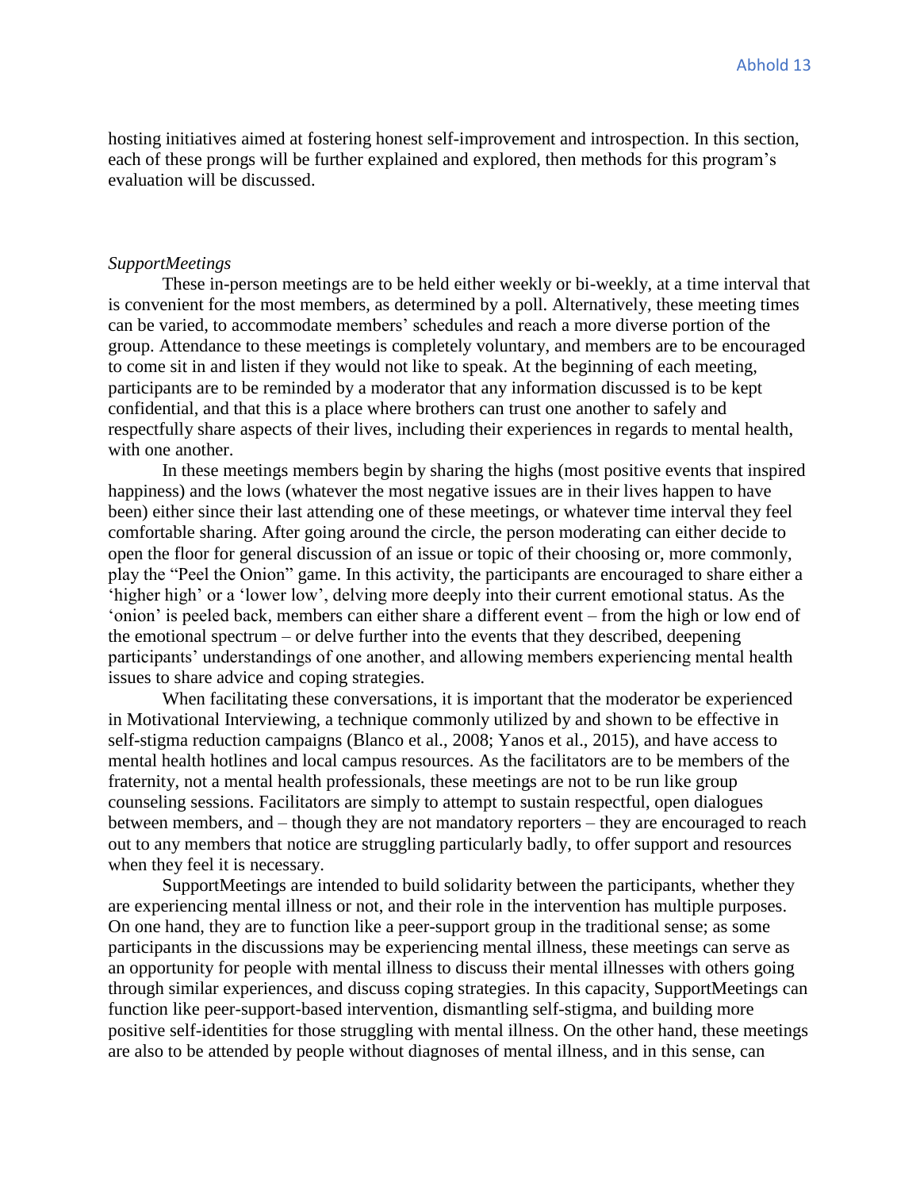hosting initiatives aimed at fostering honest self-improvement and introspection. In this section, each of these prongs will be further explained and explored, then methods for this program's evaluation will be discussed.

*SupportMeetings*

These in-person meetings are to be held either weekly or bi-weekly, at a time interval that is convenient for the most members, as determined by a poll. Alternatively, these meeting times can be varied, to accommodate members' schedules and reach a more diverse portion of the group. Attendance to these meetings is completely voluntary, and members are to be encouraged to come sit in and listen if they would not like to speak. At the beginning of each meeting, participants are to be reminded by a moderator that any information discussed is to be kept confidential, and that this is a place where brothers can trust one another to safely and respectfully share aspects of their lives, including their experiences in regards to mental health, with one another.

In these meetings members begin by sharing the highs (most positive events that inspired happiness) and the lows (whatever the most negative issues are in their lives happen to have been) either since their last attending one of these meetings, or whatever time interval they feel comfortable sharing. After going around the circle, the person moderating can either decide to open the floor for general discussion of an issue or topic of their choosing or, more commonly, play the "Peel the Onion" game. In this activity, the participants are encouraged to share either a 'higher high' or a 'lower low', delving more deeply into their current emotional status. As the 'onion' is peeled back, members can either share a different event – from the high or low end of the emotional spectrum – or delve further into the events that they described, deepening participants' understandings of one another, and allowing members experiencing mental health issues to share advice and coping strategies.

When facilitating these conversations, it is important that the moderator be experienced in Motivational Interviewing, a technique commonly utilized by and shown to be effective in self-stigma reduction campaigns (Blanco et al., 2008; Yanos et al., 2015), and have access to mental health hotlines and local campus resources. As the facilitators are to be members of the fraternity, not a mental health professionals, these meetings are not to be run like group counseling sessions. Facilitators are simply to attempt to sustain respectful, open dialogues between members, and – though they are not mandatory reporters – they are encouraged to reach out to any members that notice are struggling particularly badly, to offer support and resources when they feel it is necessary.

SupportMeetings are intended to build solidarity between the participants, whether they are experiencing mental illness or not, and their role in the intervention has multiple purposes. On one hand, they are to function like a peer-support group in the traditional sense; as some participants in the discussions may be experiencing mental illness, these meetings can serve as an opportunity for people with mental illness to discuss their mental illnesses with others going through similar experiences, and discuss coping strategies. In this capacity, SupportMeetings can function like peer-support-based intervention, dismantling self-stigma, and building more positive self-identities for those struggling with mental illness. On the other hand, these meetings are also to be attended by people without diagnoses of mental illness, and in this sense, can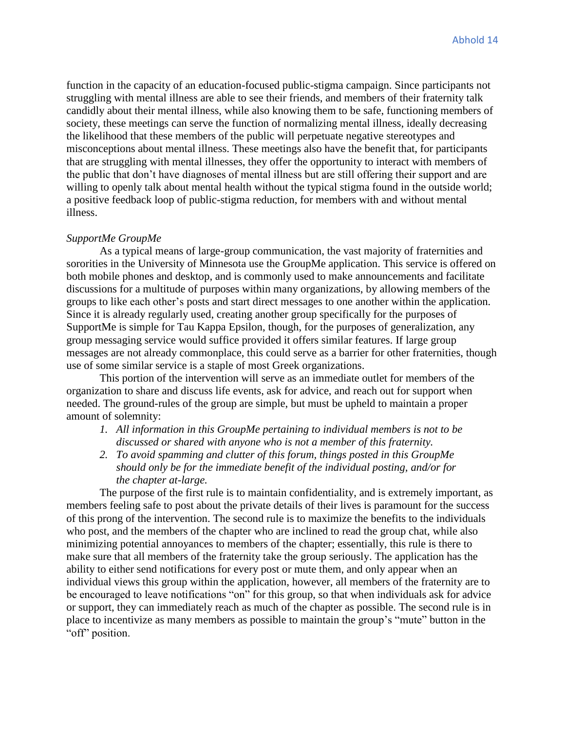function in the capacity of an education-focused public-stigma campaign. Since participants not struggling with mental illness are able to see their friends, and members of their fraternity talk candidly about their mental illness, while also knowing them to be safe, functioning members of society, these meetings can serve the function of normalizing mental illness, ideally decreasing the likelihood that these members of the public will perpetuate negative stereotypes and misconceptions about mental illness. These meetings also have the benefit that, for participants that are struggling with mental illnesses, they offer the opportunity to interact with members of the public that don't have diagnoses of mental illness but are still offering their support and are willing to openly talk about mental health without the typical stigma found in the outside world; a positive feedback loop of public-stigma reduction, for members with and without mental illness.

*SupportMe GroupMe*

As a typical means of large-group communication, the vast majority of fraternities and sororities in the University of Minnesota use the GroupMe application. This service is offered on both mobile phones and desktop, and is commonly used to make announcements and facilitate discussions for a multitude of purposes within many organizations, by allowing members of the groups to like each other's posts and start direct messages to one another within the application. Since it is already regularly used, creating another group specifically for the purposes of SupportMe is simple for Tau Kappa Epsilon, though, for the purposes of generalization, any group messaging service would suffice provided it offers similar features. If large group messages are not already commonplace, this could serve as a barrier for other fraternities, though use of some similar service is a staple of most Greek organizations.

This portion of the intervention will serve as an immediate outlet for members of the organization to share and discuss life events, ask for advice, and reach out for support when needed. The ground-rules of the group are simple, but must be upheld to maintain a proper amount of solemnity:

1. *All information in this GroupMe pertaining to individual members is not to be discussed or shared with anyone who is not a member of this fraternity.*
2. *To avoid spamming and clutter of this forum, things posted in this GroupMe should only be for the immediate benefit of the individual posting, and/or for the chapter at-large.*

The purpose of the first rule is to maintain confidentiality, and is extremely important, as members feeling safe to post about the private details of their lives is paramount for the success of this prong of the intervention. The second rule is to maximize the benefits to the individuals who post, and the members of the chapter who are inclined to read the group chat, while also minimizing potential annoyances to members of the chapter; essentially, this rule is there to make sure that all members of the fraternity take the group seriously. The application has the ability to either send notifications for every post or mute them, and only appear when an individual views this group within the application, however, all members of the fraternity are to be encouraged to leave notifications "on" for this group, so that when individuals ask for advice or support, they can immediately reach as much of the chapter as possible. The second rule is in place to incentivize as many members as possible to maintain the group's "mute" button in the "off" position.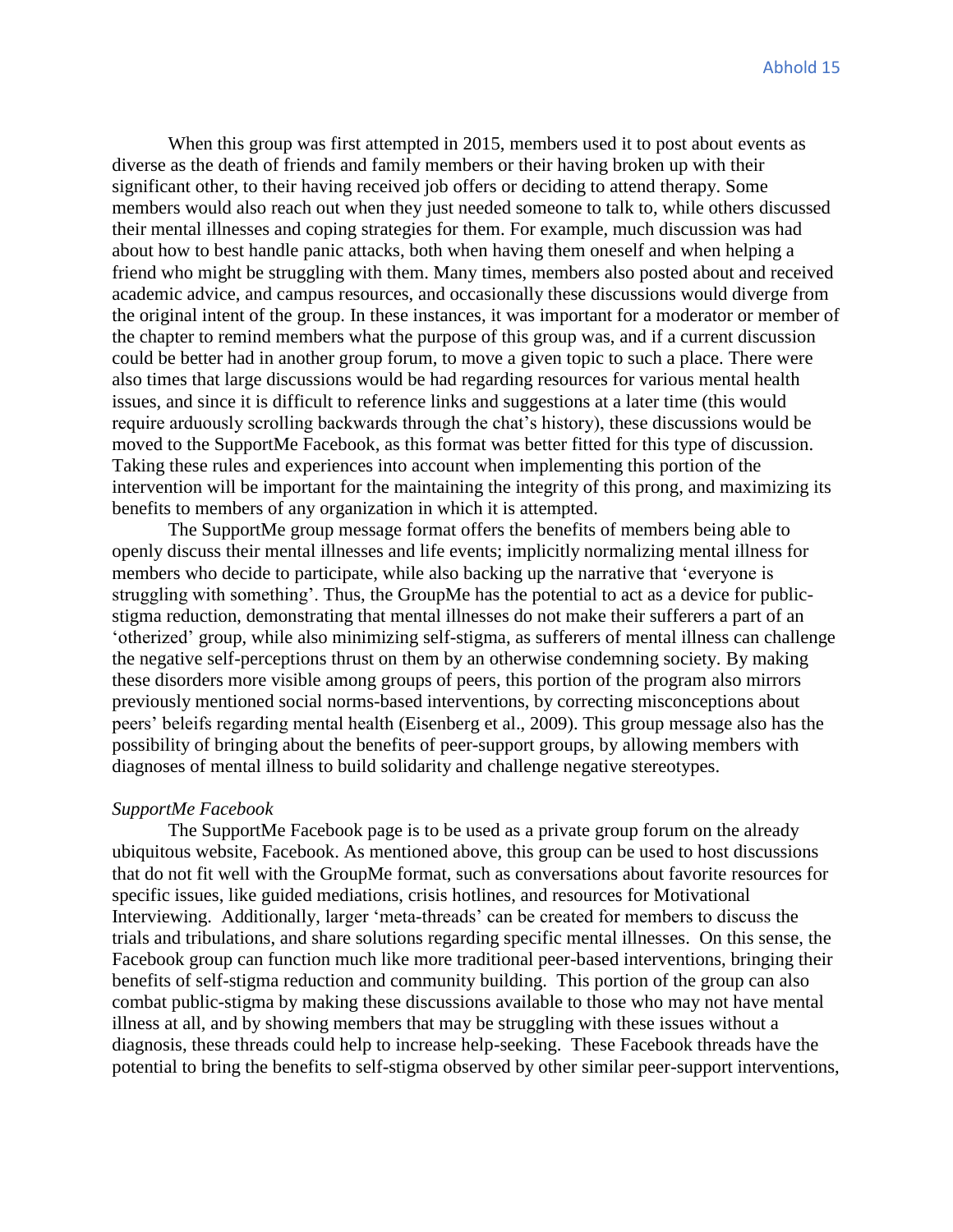When this group was first attempted in 2015, members used it to post about events as diverse as the death of friends and family members or their having broken up with their significant other, to their having received job offers or deciding to attend therapy. Some members would also reach out when they just needed someone to talk to, while others discussed their mental illnesses and coping strategies for them. For example, much discussion was had about how to best handle panic attacks, both when having them oneself and when helping a friend who might be struggling with them. Many times, members also posted about and received academic advice, and campus resources, and occasionally these discussions would diverge from the original intent of the group. In these instances, it was important for a moderator or member of the chapter to remind members what the purpose of this group was, and if a current discussion could be better had in another group forum, to move a given topic to such a place. There were also times that large discussions would be had regarding resources for various mental health issues, and since it is difficult to reference links and suggestions at a later time (this would require arduously scrolling backwards through the chat's history), these discussions would be moved to the SupportMe Facebook, as this format was better fitted for this type of discussion. Taking these rules and experiences into account when implementing this portion of the intervention will be important for the maintaining the integrity of this prong, and maximizing its benefits to members of any organization in which it is attempted.

The SupportMe group message format offers the benefits of members being able to openly discuss their mental illnesses and life events; implicitly normalizing mental illness for members who decide to participate, while also backing up the narrative that 'everyone is struggling with something'. Thus, the GroupMe has the potential to act as a device for public-stigma reduction, demonstrating that mental illnesses do not make their sufferers a part of an 'otherized' group, while also minimizing self-stigma, as sufferers of mental illness can challenge the negative self-perceptions thrust on them by an otherwise condemning society. By making these disorders more visible among groups of peers, this portion of the program also mirrors previously mentioned social norms-based interventions, by correcting misconceptions about peers' beleifs regarding mental health (Eisenberg et al., 2009). This group message also has the possibility of bringing about the benefits of peer-support groups, by allowing members with diagnoses of mental illness to build solidarity and challenge negative stereotypes.

*SupportMe Facebook*

The SupportMe Facebook page is to be used as a private group forum on the already ubiquitous website, Facebook. As mentioned above, this group can be used to host discussions that do not fit well with the GroupMe format, such as conversations about favorite resources for specific issues, like guided mediations, crisis hotlines, and resources for Motivational Interviewing. Additionally, larger 'meta-threads' can be created for members to discuss the trials and tribulations, and share solutions regarding specific mental illnesses. On this sense, the Facebook group can function much like more traditional peer-based interventions, bringing their benefits of self-stigma reduction and community building. This portion of the group can also combat public-stigma by making these discussions available to those who may not have mental illness at all, and by showing members that may be struggling with these issues without a diagnosis, these threads could help to increase help-seeking. These Facebook threads have the potential to bring the benefits to self-stigma observed by other similar peer-support interventions,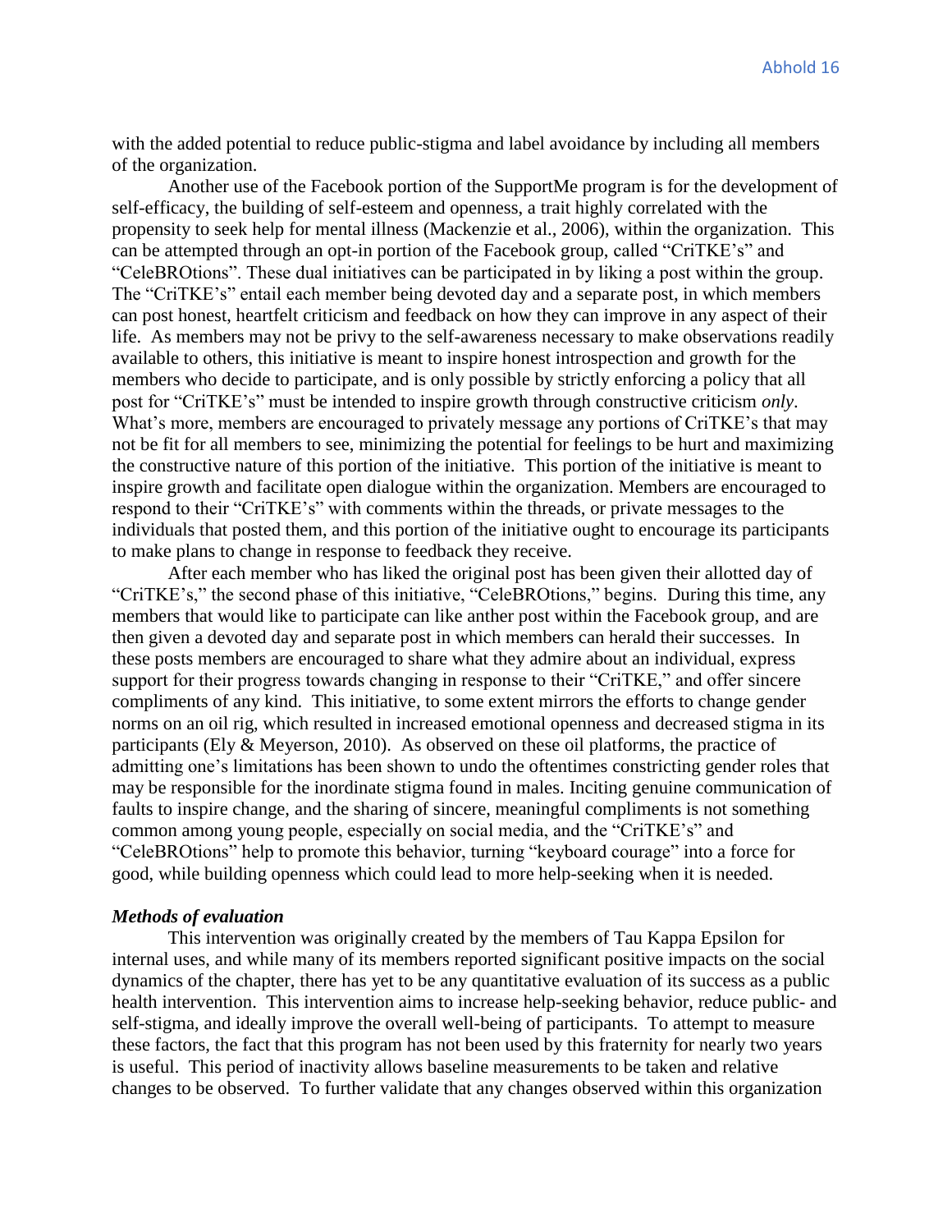with the added potential to reduce public-stigma and label avoidance by including all members of the organization.

Another use of the Facebook portion of the SupportMe program is for the development of self-efficacy, the building of self-esteem and openness, a trait highly correlated with the propensity to seek help for mental illness (Mackenzie et al., 2006), within the organization. This can be attempted through an opt-in portion of the Facebook group, called "CriTKE's" and "CeleBROtions". These dual initiatives can be participated in by liking a post within the group. The "CriTKE's" entail each member being devoted day and a separate post, in which members can post honest, heartfelt criticism and feedback on how they can improve in any aspect of their life. As members may not be privy to the self-awareness necessary to make observations readily available to others, this initiative is meant to inspire honest introspection and growth for the members who decide to participate, and is only possible by strictly enforcing a policy that all post for "CriTKE's" must be intended to inspire growth through constructive criticism *only*. What's more, members are encouraged to privately message any portions of CriTKE's that may not be fit for all members to see, minimizing the potential for feelings to be hurt and maximizing the constructive nature of this portion of the initiative. This portion of the initiative is meant to inspire growth and facilitate open dialogue within the organization. Members are encouraged to respond to their "CriTKE's" with comments within the threads, or private messages to the individuals that posted them, and this portion of the initiative ought to encourage its participants to make plans to change in response to feedback they receive.

After each member who has liked the original post has been given their allotted day of "CriTKE's," the second phase of this initiative, "CeleBROtions," begins. During this time, any members that would like to participate can like anther post within the Facebook group, and are then given a devoted day and separate post in which members can herald their successes. In these posts members are encouraged to share what they admire about an individual, express support for their progress towards changing in response to their "CriTKE," and offer sincere compliments of any kind. This initiative, to some extent mirrors the efforts to change gender norms on an oil rig, which resulted in increased emotional openness and decreased stigma in its participants (Ely & Meyerson, 2010). As observed on these oil platforms, the practice of admitting one's limitations has been shown to undo the oftentimes constricting gender roles that may be responsible for the inordinate stigma found in males. Inciting genuine communication of faults to inspire change, and the sharing of sincere, meaningful compliments is not something common among young people, especially on social media, and the "CriTKE's" and "CeleBROtions" help to promote this behavior, turning "keyboard courage" into a force for good, while building openness which could lead to more help-seeking when it is needed.

***Methods of evaluation***

This intervention was originally created by the members of Tau Kappa Epsilon for internal uses, and while many of its members reported significant positive impacts on the social dynamics of the chapter, there has yet to be any quantitative evaluation of its success as a public health intervention. This intervention aims to increase help-seeking behavior, reduce public- and self-stigma, and ideally improve the overall well-being of participants. To attempt to measure these factors, the fact that this program has not been used by this fraternity for nearly two years is useful. This period of inactivity allows baseline measurements to be taken and relative changes to be observed. To further validate that any changes observed within this organization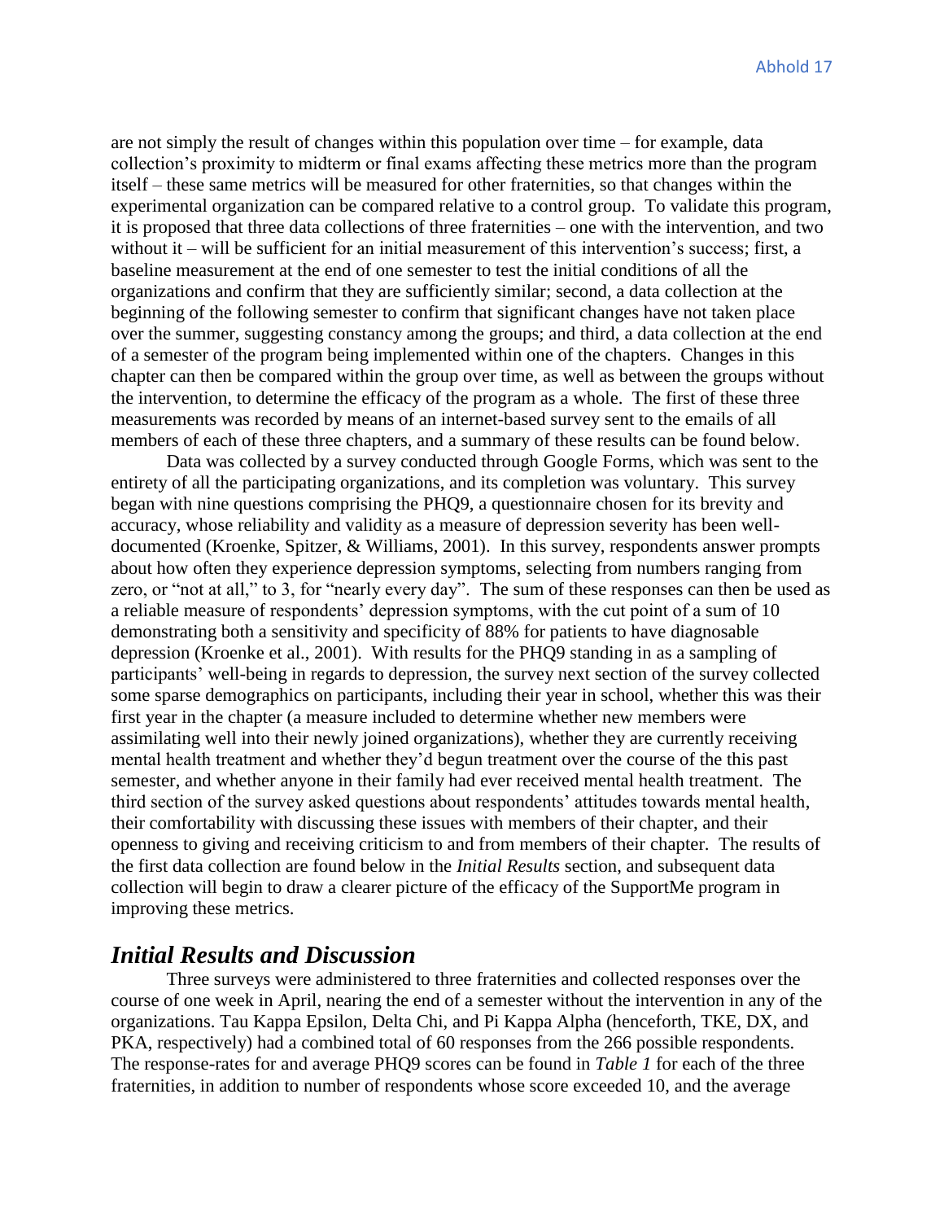are not simply the result of changes within this population over time – for example, data collection's proximity to midterm or final exams affecting these metrics more than the program itself – these same metrics will be measured for other fraternities, so that changes within the experimental organization can be compared relative to a control group. To validate this program, it is proposed that three data collections of three fraternities – one with the intervention, and two without it – will be sufficient for an initial measurement of this intervention's success; first, a baseline measurement at the end of one semester to test the initial conditions of all the organizations and confirm that they are sufficiently similar; second, a data collection at the beginning of the following semester to confirm that significant changes have not taken place over the summer, suggesting constancy among the groups; and third, a data collection at the end of a semester of the program being implemented within one of the chapters. Changes in this chapter can then be compared within the group over time, as well as between the groups without the intervention, to determine the efficacy of the program as a whole. The first of these three measurements was recorded by means of an internet-based survey sent to the emails of all members of each of these three chapters, and a summary of these results can be found below.

Data was collected by a survey conducted through Google Forms, which was sent to the entirety of all the participating organizations, and its completion was voluntary. This survey began with nine questions comprising the PHQ9, a questionnaire chosen for its brevity and accuracy, whose reliability and validity as a measure of depression severity has been well-documented (Kroenke, Spitzer, & Williams, 2001). In this survey, respondents answer prompts about how often they experience depression symptoms, selecting from numbers ranging from zero, or "not at all," to 3, for "nearly every day". The sum of these responses can then be used as a reliable measure of respondents' depression symptoms, with the cut point of a sum of 10 demonstrating both a sensitivity and specificity of 88% for patients to have diagnosable depression (Kroenke et al., 2001). With results for the PHQ9 standing in as a sampling of participants' well-being in regards to depression, the survey next section of the survey collected some sparse demographics on participants, including their year in school, whether this was their first year in the chapter (a measure included to determine whether new members were assimilating well into their newly joined organizations), whether they are currently receiving mental health treatment and whether they'd begun treatment over the course of the this past semester, and whether anyone in their family had ever received mental health treatment. The third section of the survey asked questions about respondents' attitudes towards mental health, their comfortability with discussing these issues with members of their chapter, and their openness to giving and receiving criticism to and from members of their chapter. The results of the first data collection are found below in the *Initial Results* section, and subsequent data collection will begin to draw a clearer picture of the efficacy of the SupportMe program in improving these metrics.

## *Initial Results and Discussion*

Three surveys were administered to three fraternities and collected responses over the course of one week in April, nearing the end of a semester without the intervention in any of the organizations. Tau Kappa Epsilon, Delta Chi, and Pi Kappa Alpha (henceforth, TKE, DX, and PKA, respectively) had a combined total of 60 responses from the 266 possible respondents. The response-rates for and average PHQ9 scores can be found in *Table 1* for each of the three fraternities, in addition to number of respondents whose score exceeded 10, and the average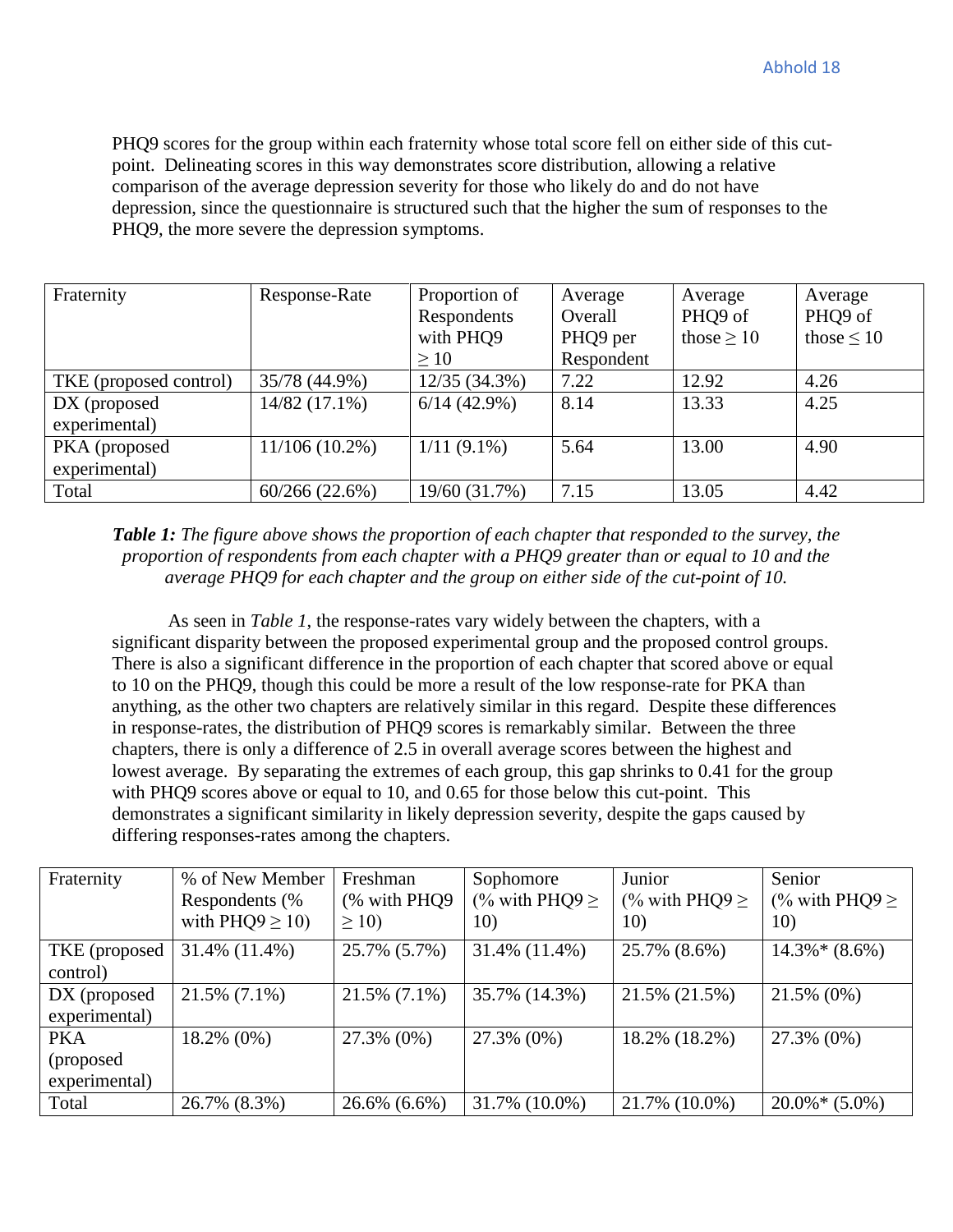PHQ9 scores for the group within each fraternity whose total score fell on either side of this cut-point. Delineating scores in this way demonstrates score distribution, allowing a relative comparison of the average depression severity for those who likely do and do not have depression, since the questionnaire is structured such that the higher the sum of responses to the PHQ9, the more severe the depression symptoms.

| Fraternity | Response-Rate | Proportion of Respondents with PHQ9 ≥ 10 | Average Overall PHQ9 per Respondent | Average PHQ9 of those ≥ 10 | Average PHQ9 of those ≤ 10 |
|---|---|---|---|---|---|
| TKE (proposed control) | 35/78 (44.9%) | 12/35 (34.3%) | 7.22 | 12.92 | 4.26 |
| DX (proposed experimental) | 14/82 (17.1%) | 6/14 (42.9%) | 8.14 | 13.33 | 4.25 |
| PKA (proposed experimental) | 11/106 (10.2%) | 1/11 (9.1%) | 5.64 | 13.00 | 4.90 |
| Total | 60/266 (22.6%) | 19/60 (31.7%) | 7.15 | 13.05 | 4.42 |

***Table 1:*** *The figure above shows the proportion of each chapter that responded to the survey, the proportion of respondents from each chapter with a PHQ9 greater than or equal to 10 and the average PHQ9 for each chapter and the group on either side of the cut-point of 10.*

As seen in *Table 1*, the response-rates vary widely between the chapters, with a significant disparity between the proposed experimental group and the proposed control groups. There is also a significant difference in the proportion of each chapter that scored above or equal to 10 on the PHQ9, though this could be more a result of the low response-rate for PKA than anything, as the other two chapters are relatively similar in this regard. Despite these differences in response-rates, the distribution of PHQ9 scores is remarkably similar. Between the three chapters, there is only a difference of 2.5 in overall average scores between the highest and lowest average. By separating the extremes of each group, this gap shrinks to 0.41 for the group with PHQ9 scores above or equal to 10, and 0.65 for those below this cut-point. This demonstrates a significant similarity in likely depression severity, despite the gaps caused by differing responses-rates among the chapters.

| Fraternity | % of New Member Respondents (% with PHQ9 ≥ 10) | Freshman (% with PHQ9 ≥ 10) | Sophomore (% with PHQ9 ≥ 10) | Junior (% with PHQ9 ≥ 10) | Senior (% with PHQ9 ≥ 10) |
|---|---|---|---|---|---|
| TKE (proposed control) | 31.4% (11.4%) | 25.7% (5.7%) | 31.4% (11.4%) | 25.7% (8.6%) | 14.3%* (8.6%) |
| DX (proposed experimental) | 21.5% (7.1%) | 21.5% (7.1%) | 35.7% (14.3%) | 21.5% (21.5%) | 21.5% (0%) |
| PKA (proposed experimental) | 18.2% (0%) | 27.3% (0%) | 27.3% (0%) | 18.2% (18.2%) | 27.3% (0%) |
| Total | 26.7% (8.3%) | 26.6% (6.6%) | 31.7% (10.0%) | 21.7% (10.0%) | 20.0%* (5.0%) |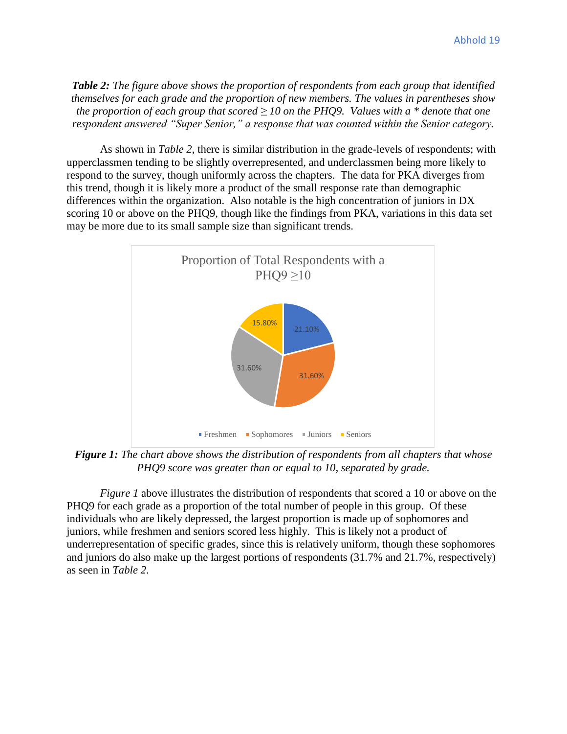***Table 2:** The figure above shows the proportion of respondents from each group that identified themselves for each grade and the proportion of new members. The values in parentheses show the proportion of each group that scored ≥ 10 on the PHQ9. Values with a * denote that one respondent answered "Super Senior," a response that was counted within the Senior category.*

As shown in *Table 2*, there is similar distribution in the grade-levels of respondents; with upperclassmen tending to be slightly overrepresented, and underclassmen being more likely to respond to the survey, though uniformly across the chapters. The data for PKA diverges from this trend, though it is likely more a product of the small response rate than demographic differences within the organization. Also notable is the high concentration of juniors in DX scoring 10 or above on the PHQ9, though like the findings from PKA, variations in this data set may be more due to its small sample size than significant trends.

Proportion of Total Respondents with a PHQ9 ≥10

| Grade | Proportion |
| --- | --- |
| Freshmen | 21.10% |
| Sophomores | 31.60% |
| Juniors | 31.60% |
| Seniors | 15.80% |

***Figure 1:** The chart above shows the distribution of respondents from all chapters that whose PHQ9 score was greater than or equal to 10, separated by grade.*

*Figure 1* above illustrates the distribution of respondents that scored a 10 or above on the PHQ9 for each grade as a proportion of the total number of people in this group. Of these individuals who are likely depressed, the largest proportion is made up of sophomores and juniors, while freshmen and seniors scored less highly. This is likely not a product of underrepresentation of specific grades, since this is relatively uniform, though these sophomores and juniors do also make up the largest portions of respondents (31.7% and 21.7%, respectively) as seen in *Table 2*.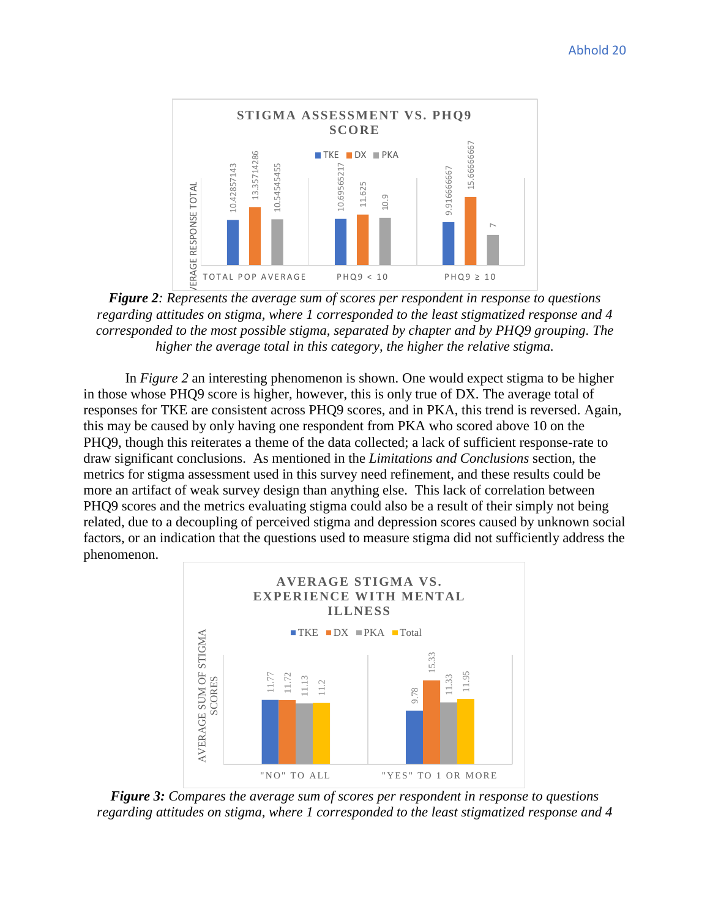**STIGMA ASSESSMENT VS. PHQ9 SCORE**

| | TKE | DX | PKA |
|---|---|---|---|
| TOTAL POP AVERAGE | 10.42857143 | 13.35714286 | 10.54545455 |
| PHQ9 < 10 | 10.69565217 | 11.625 | 10.9 |
| PHQ9 ≥ 10 | 9.916666667 | 15.66666667 | 7 |

***Figure 2**: Represents the average sum of scores per respondent in response to questions regarding attitudes on stigma, where 1 corresponded to the least stigmatized response and 4 corresponded to the most possible stigma, separated by chapter and by PHQ9 grouping. The higher the average total in this category, the higher the relative stigma.*

In *Figure 2* an interesting phenomenon is shown. One would expect stigma to be higher in those whose PHQ9 score is higher, however, this is only true of DX. The average total of responses for TKE are consistent across PHQ9 scores, and in PKA, this trend is reversed. Again, this may be caused by only having one respondent from PKA who scored above 10 on the PHQ9, though this reiterates a theme of the data collected; a lack of sufficient response-rate to draw significant conclusions. As mentioned in the *Limitations and Conclusions* section, the metrics for stigma assessment used in this survey need refinement, and these results could be more an artifact of weak survey design than anything else. This lack of correlation between PHQ9 scores and the metrics evaluating stigma could also be a result of their simply not being related, due to a decoupling of perceived stigma and depression scores caused by unknown social factors, or an indication that the questions used to measure stigma did not sufficiently address the phenomenon.

**AVERAGE STIGMA VS. EXPERIENCE WITH MENTAL ILLNESS**

| | TKE | DX | PKA | Total |
|---|---|---|---|---|
| "NO" TO ALL | 11.77 | 11.72 | 11.13 | 11.2 |
| "YES" TO 1 OR MORE | 9.78 | 15.33 | 11.33 | 11.95 |

***Figure 3:** Compares the average sum of scores per respondent in response to questions regarding attitudes on stigma, where 1 corresponded to the least stigmatized response and 4*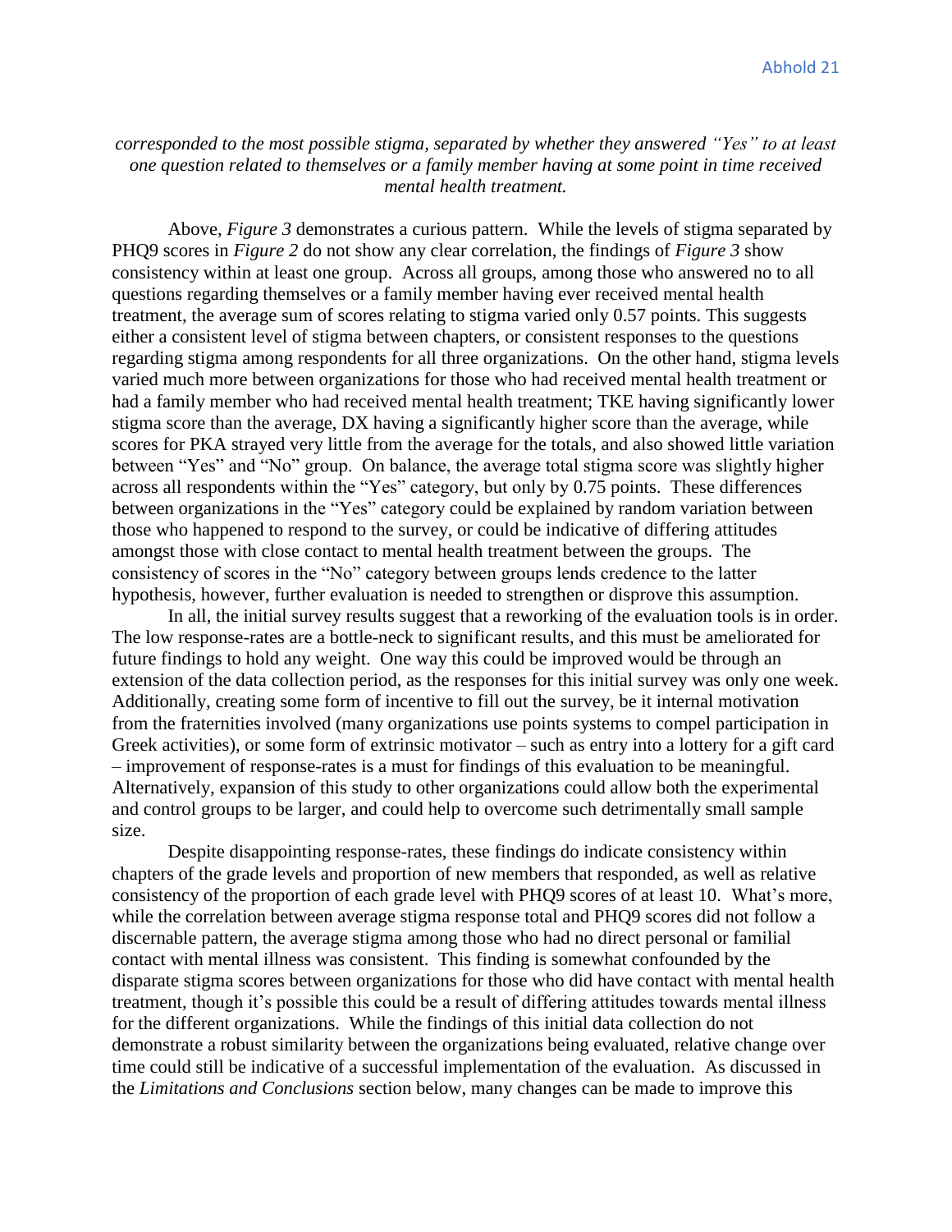*corresponded to the most possible stigma, separated by whether they answered "Yes" to at least one question related to themselves or a family member having at some point in time received mental health treatment.*

Above, *Figure 3* demonstrates a curious pattern. While the levels of stigma separated by PHQ9 scores in *Figure 2* do not show any clear correlation, the findings of *Figure 3* show consistency within at least one group. Across all groups, among those who answered no to all questions regarding themselves or a family member having ever received mental health treatment, the average sum of scores relating to stigma varied only 0.57 points. This suggests either a consistent level of stigma between chapters, or consistent responses to the questions regarding stigma among respondents for all three organizations. On the other hand, stigma levels varied much more between organizations for those who had received mental health treatment or had a family member who had received mental health treatment; TKE having significantly lower stigma score than the average, DX having a significantly higher score than the average, while scores for PKA strayed very little from the average for the totals, and also showed little variation between "Yes" and "No" group. On balance, the average total stigma score was slightly higher across all respondents within the "Yes" category, but only by 0.75 points. These differences between organizations in the "Yes" category could be explained by random variation between those who happened to respond to the survey, or could be indicative of differing attitudes amongst those with close contact to mental health treatment between the groups. The consistency of scores in the "No" category between groups lends credence to the latter hypothesis, however, further evaluation is needed to strengthen or disprove this assumption.

In all, the initial survey results suggest that a reworking of the evaluation tools is in order. The low response-rates are a bottle-neck to significant results, and this must be ameliorated for future findings to hold any weight. One way this could be improved would be through an extension of the data collection period, as the responses for this initial survey was only one week. Additionally, creating some form of incentive to fill out the survey, be it internal motivation from the fraternities involved (many organizations use points systems to compel participation in Greek activities), or some form of extrinsic motivator – such as entry into a lottery for a gift card – improvement of response-rates is a must for findings of this evaluation to be meaningful. Alternatively, expansion of this study to other organizations could allow both the experimental and control groups to be larger, and could help to overcome such detrimentally small sample size.

Despite disappointing response-rates, these findings do indicate consistency within chapters of the grade levels and proportion of new members that responded, as well as relative consistency of the proportion of each grade level with PHQ9 scores of at least 10. What's more, while the correlation between average stigma response total and PHQ9 scores did not follow a discernable pattern, the average stigma among those who had no direct personal or familial contact with mental illness was consistent. This finding is somewhat confounded by the disparate stigma scores between organizations for those who did have contact with mental health treatment, though it's possible this could be a result of differing attitudes towards mental illness for the different organizations. While the findings of this initial data collection do not demonstrate a robust similarity between the organizations being evaluated, relative change over time could still be indicative of a successful implementation of the evaluation. As discussed in the *Limitations and Conclusions* section below, many changes can be made to improve this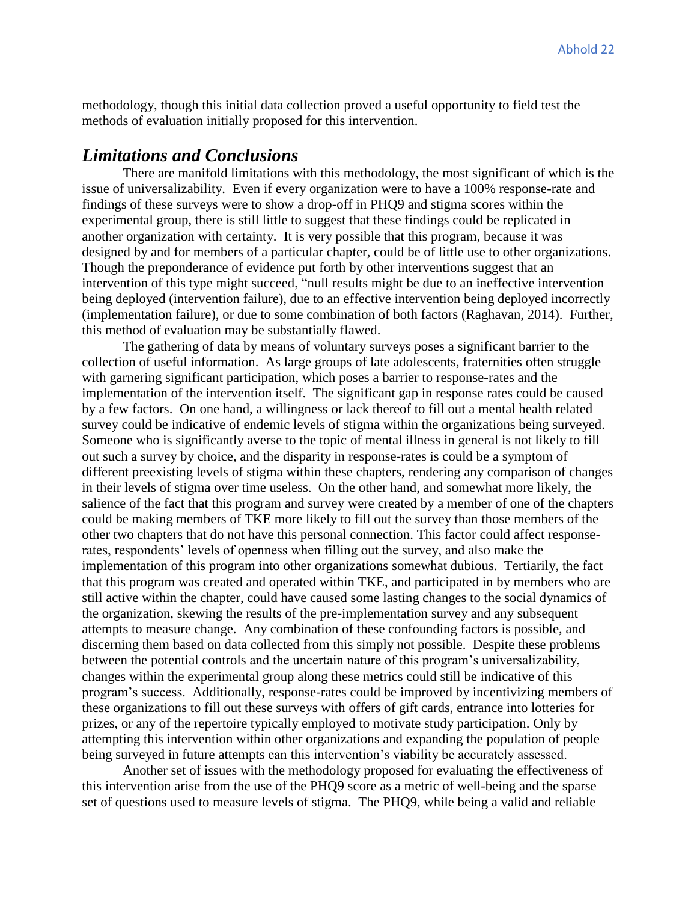methodology, though this initial data collection proved a useful opportunity to field test the methods of evaluation initially proposed for this intervention.

## *Limitations and Conclusions*

There are manifold limitations with this methodology, the most significant of which is the issue of universalizability. Even if every organization were to have a 100% response-rate and findings of these surveys were to show a drop-off in PHQ9 and stigma scores within the experimental group, there is still little to suggest that these findings could be replicated in another organization with certainty. It is very possible that this program, because it was designed by and for members of a particular chapter, could be of little use to other organizations. Though the preponderance of evidence put forth by other interventions suggest that an intervention of this type might succeed, "null results might be due to an ineffective intervention being deployed (intervention failure), due to an effective intervention being deployed incorrectly (implementation failure), or due to some combination of both factors (Raghavan, 2014). Further, this method of evaluation may be substantially flawed.

The gathering of data by means of voluntary surveys poses a significant barrier to the collection of useful information. As large groups of late adolescents, fraternities often struggle with garnering significant participation, which poses a barrier to response-rates and the implementation of the intervention itself. The significant gap in response rates could be caused by a few factors. On one hand, a willingness or lack thereof to fill out a mental health related survey could be indicative of endemic levels of stigma within the organizations being surveyed. Someone who is significantly averse to the topic of mental illness in general is not likely to fill out such a survey by choice, and the disparity in response-rates is could be a symptom of different preexisting levels of stigma within these chapters, rendering any comparison of changes in their levels of stigma over time useless. On the other hand, and somewhat more likely, the salience of the fact that this program and survey were created by a member of one of the chapters could be making members of TKE more likely to fill out the survey than those members of the other two chapters that do not have this personal connection. This factor could affect response-rates, respondents' levels of openness when filling out the survey, and also make the implementation of this program into other organizations somewhat dubious. Tertiarily, the fact that this program was created and operated within TKE, and participated in by members who are still active within the chapter, could have caused some lasting changes to the social dynamics of the organization, skewing the results of the pre-implementation survey and any subsequent attempts to measure change. Any combination of these confounding factors is possible, and discerning them based on data collected from this simply not possible. Despite these problems between the potential controls and the uncertain nature of this program's universalizability, changes within the experimental group along these metrics could still be indicative of this program's success. Additionally, response-rates could be improved by incentivizing members of these organizations to fill out these surveys with offers of gift cards, entrance into lotteries for prizes, or any of the repertoire typically employed to motivate study participation. Only by attempting this intervention within other organizations and expanding the population of people being surveyed in future attempts can this intervention's viability be accurately assessed.

Another set of issues with the methodology proposed for evaluating the effectiveness of this intervention arise from the use of the PHQ9 score as a metric of well-being and the sparse set of questions used to measure levels of stigma. The PHQ9, while being a valid and reliable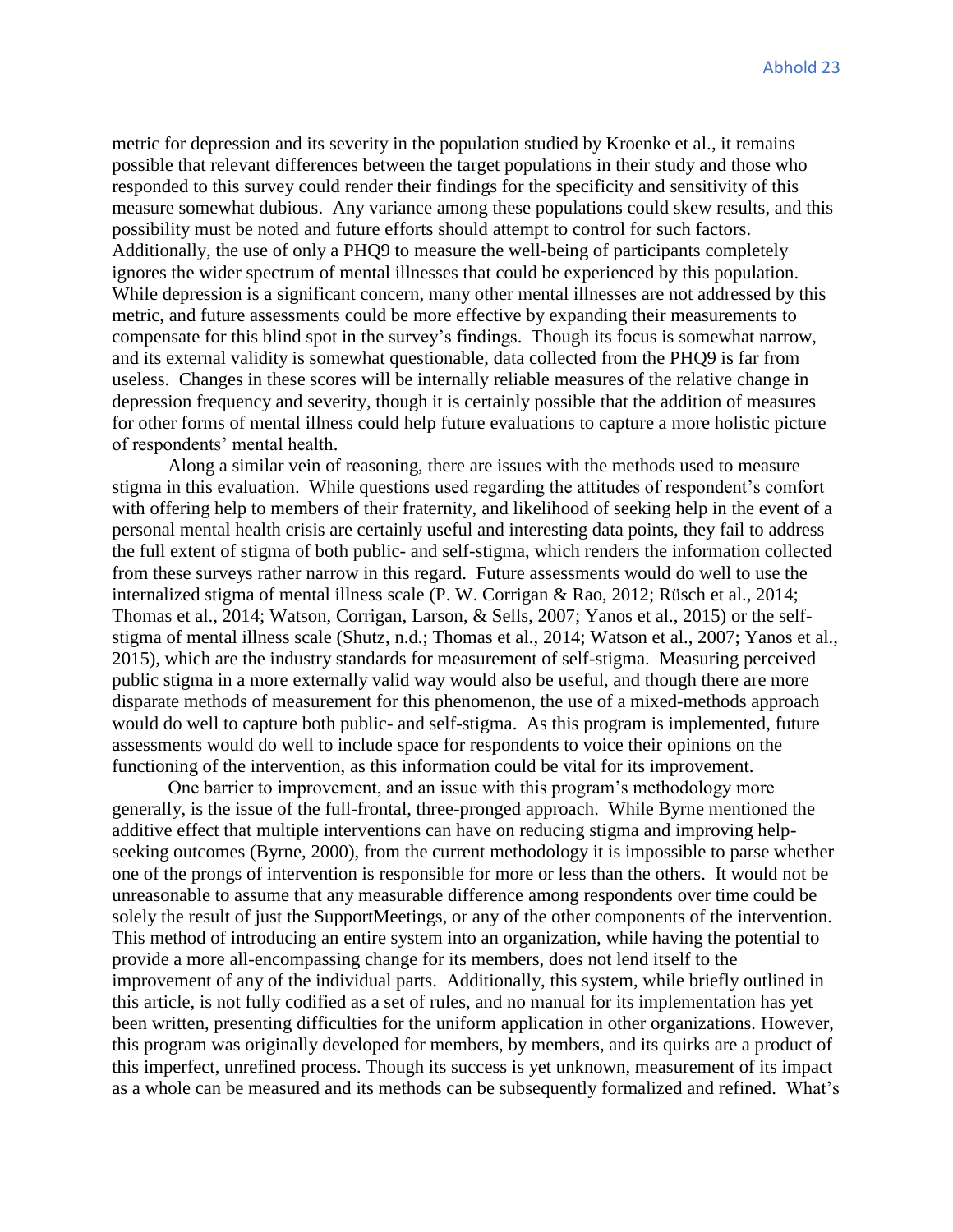metric for depression and its severity in the population studied by Kroenke et al., it remains possible that relevant differences between the target populations in their study and those who responded to this survey could render their findings for the specificity and sensitivity of this measure somewhat dubious. Any variance among these populations could skew results, and this possibility must be noted and future efforts should attempt to control for such factors. Additionally, the use of only a PHQ9 to measure the well-being of participants completely ignores the wider spectrum of mental illnesses that could be experienced by this population. While depression is a significant concern, many other mental illnesses are not addressed by this metric, and future assessments could be more effective by expanding their measurements to compensate for this blind spot in the survey's findings. Though its focus is somewhat narrow, and its external validity is somewhat questionable, data collected from the PHQ9 is far from useless. Changes in these scores will be internally reliable measures of the relative change in depression frequency and severity, though it is certainly possible that the addition of measures for other forms of mental illness could help future evaluations to capture a more holistic picture of respondents' mental health.

Along a similar vein of reasoning, there are issues with the methods used to measure stigma in this evaluation. While questions used regarding the attitudes of respondent's comfort with offering help to members of their fraternity, and likelihood of seeking help in the event of a personal mental health crisis are certainly useful and interesting data points, they fail to address the full extent of stigma of both public- and self-stigma, which renders the information collected from these surveys rather narrow in this regard. Future assessments would do well to use the internalized stigma of mental illness scale (P. W. Corrigan & Rao, 2012; Rüsch et al., 2014; Thomas et al., 2014; Watson, Corrigan, Larson, & Sells, 2007; Yanos et al., 2015) or the self-stigma of mental illness scale (Shutz, n.d.; Thomas et al., 2014; Watson et al., 2007; Yanos et al., 2015), which are the industry standards for measurement of self-stigma. Measuring perceived public stigma in a more externally valid way would also be useful, and though there are more disparate methods of measurement for this phenomenon, the use of a mixed-methods approach would do well to capture both public- and self-stigma. As this program is implemented, future assessments would do well to include space for respondents to voice their opinions on the functioning of the intervention, as this information could be vital for its improvement.

One barrier to improvement, and an issue with this program's methodology more generally, is the issue of the full-frontal, three-pronged approach. While Byrne mentioned the additive effect that multiple interventions can have on reducing stigma and improving help-seeking outcomes (Byrne, 2000), from the current methodology it is impossible to parse whether one of the prongs of intervention is responsible for more or less than the others. It would not be unreasonable to assume that any measurable difference among respondents over time could be solely the result of just the SupportMeetings, or any of the other components of the intervention. This method of introducing an entire system into an organization, while having the potential to provide a more all-encompassing change for its members, does not lend itself to the improvement of any of the individual parts. Additionally, this system, while briefly outlined in this article, is not fully codified as a set of rules, and no manual for its implementation has yet been written, presenting difficulties for the uniform application in other organizations. However, this program was originally developed for members, by members, and its quirks are a product of this imperfect, unrefined process. Though its success is yet unknown, measurement of its impact as a whole can be measured and its methods can be subsequently formalized and refined. What's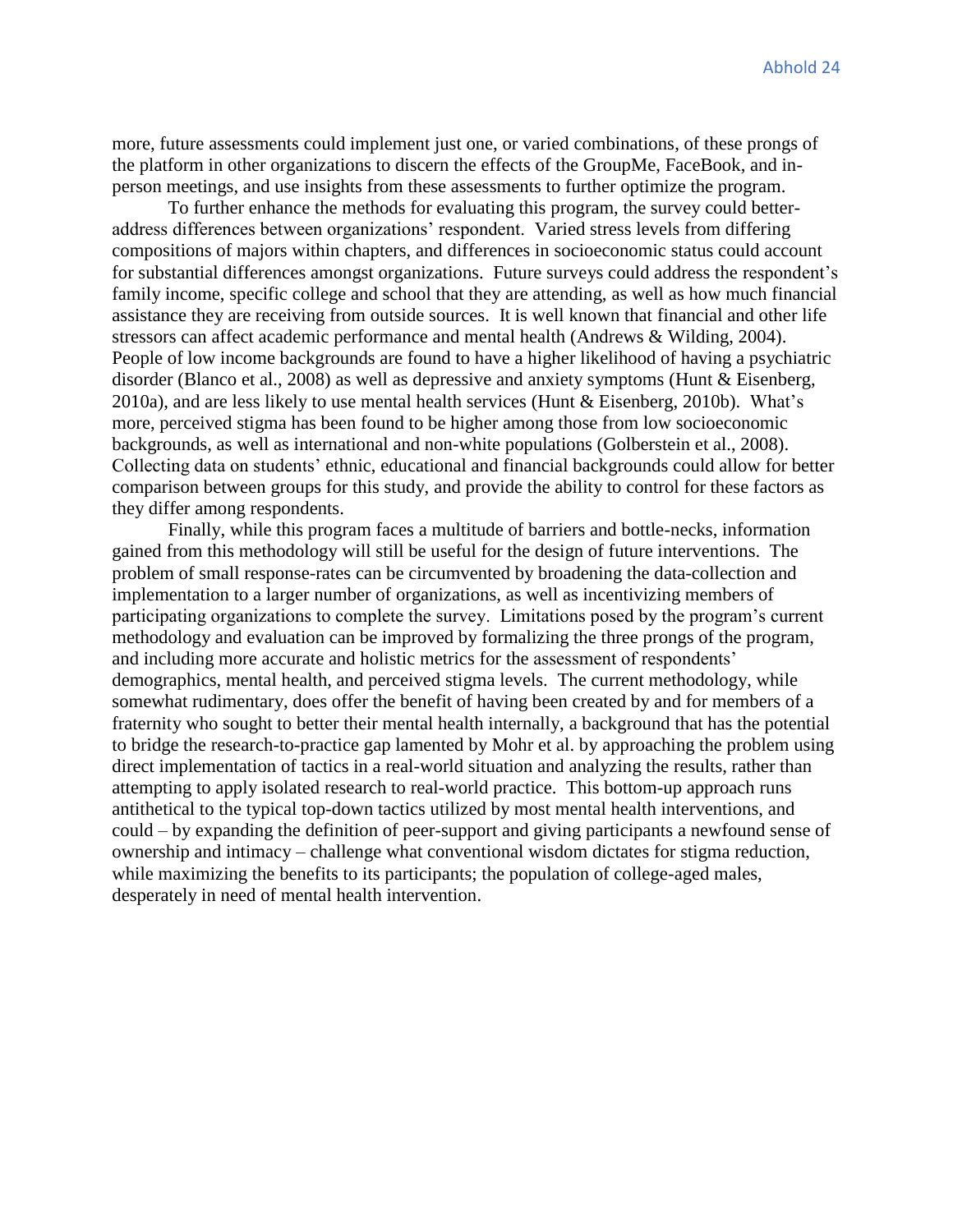more, future assessments could implement just one, or varied combinations, of these prongs of the platform in other organizations to discern the effects of the GroupMe, FaceBook, and in-person meetings, and use insights from these assessments to further optimize the program.

To further enhance the methods for evaluating this program, the survey could better-address differences between organizations' respondent. Varied stress levels from differing compositions of majors within chapters, and differences in socioeconomic status could account for substantial differences amongst organizations. Future surveys could address the respondent's family income, specific college and school that they are attending, as well as how much financial assistance they are receiving from outside sources. It is well known that financial and other life stressors can affect academic performance and mental health (Andrews & Wilding, 2004). People of low income backgrounds are found to have a higher likelihood of having a psychiatric disorder (Blanco et al., 2008) as well as depressive and anxiety symptoms (Hunt & Eisenberg, 2010a), and are less likely to use mental health services (Hunt & Eisenberg, 2010b). What's more, perceived stigma has been found to be higher among those from low socioeconomic backgrounds, as well as international and non-white populations (Golberstein et al., 2008). Collecting data on students' ethnic, educational and financial backgrounds could allow for better comparison between groups for this study, and provide the ability to control for these factors as they differ among respondents.

Finally, while this program faces a multitude of barriers and bottle-necks, information gained from this methodology will still be useful for the design of future interventions. The problem of small response-rates can be circumvented by broadening the data-collection and implementation to a larger number of organizations, as well as incentivizing members of participating organizations to complete the survey. Limitations posed by the program's current methodology and evaluation can be improved by formalizing the three prongs of the program, and including more accurate and holistic metrics for the assessment of respondents' demographics, mental health, and perceived stigma levels. The current methodology, while somewhat rudimentary, does offer the benefit of having been created by and for members of a fraternity who sought to better their mental health internally, a background that has the potential to bridge the research-to-practice gap lamented by Mohr et al. by approaching the problem using direct implementation of tactics in a real-world situation and analyzing the results, rather than attempting to apply isolated research to real-world practice. This bottom-up approach runs antithetical to the typical top-down tactics utilized by most mental health interventions, and could – by expanding the definition of peer-support and giving participants a newfound sense of ownership and intimacy – challenge what conventional wisdom dictates for stigma reduction, while maximizing the benefits to its participants; the population of college-aged males, desperately in need of mental health intervention.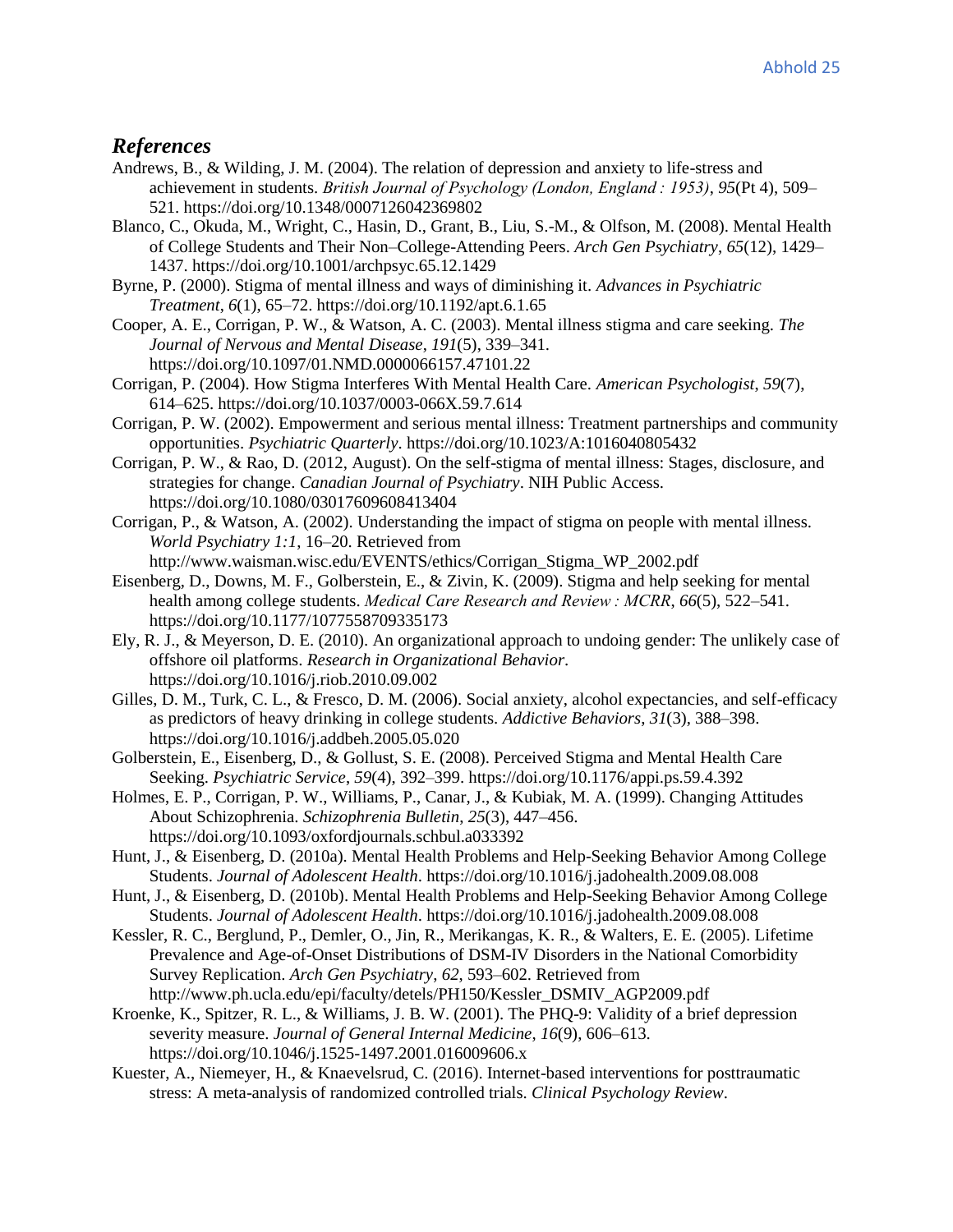## *References*

Andrews, B., & Wilding, J. M. (2004). The relation of depression and anxiety to life-stress and achievement in students. *British Journal of Psychology (London, England : 1953)*, *95*(Pt 4), 509–521. https://doi.org/10.1348/0007126042369802

Blanco, C., Okuda, M., Wright, C., Hasin, D., Grant, B., Liu, S.-M., & Olfson, M. (2008). Mental Health of College Students and Their Non–College-Attending Peers. *Arch Gen Psychiatry*, *65*(12), 1429–1437. https://doi.org/10.1001/archpsyc.65.12.1429

Byrne, P. (2000). Stigma of mental illness and ways of diminishing it. *Advances in Psychiatric Treatment*, *6*(1), 65–72. https://doi.org/10.1192/apt.6.1.65

Cooper, A. E., Corrigan, P. W., & Watson, A. C. (2003). Mental illness stigma and care seeking. *The Journal of Nervous and Mental Disease*, *191*(5), 339–341. https://doi.org/10.1097/01.NMD.0000066157.47101.22

Corrigan, P. (2004). How Stigma Interferes With Mental Health Care. *American Psychologist*, *59*(7), 614–625. https://doi.org/10.1037/0003-066X.59.7.614

Corrigan, P. W. (2002). Empowerment and serious mental illness: Treatment partnerships and community opportunities. *Psychiatric Quarterly*. https://doi.org/10.1023/A:1016040805432

Corrigan, P. W., & Rao, D. (2012, August). On the self-stigma of mental illness: Stages, disclosure, and strategies for change. *Canadian Journal of Psychiatry*. NIH Public Access. https://doi.org/10.1080/03017609608413404

Corrigan, P., & Watson, A. (2002). Understanding the impact of stigma on people with mental illness. *World Psychiatry 1:1*, 16–20. Retrieved from http://www.waisman.wisc.edu/EVENTS/ethics/Corrigan_Stigma_WP_2002.pdf

Eisenberg, D., Downs, M. F., Golberstein, E., & Zivin, K. (2009). Stigma and help seeking for mental health among college students. *Medical Care Research and Review : MCRR*, *66*(5), 522–541. https://doi.org/10.1177/1077558709335173

Ely, R. J., & Meyerson, D. E. (2010). An organizational approach to undoing gender: The unlikely case of offshore oil platforms. *Research in Organizational Behavior*. https://doi.org/10.1016/j.riob.2010.09.002

Gilles, D. M., Turk, C. L., & Fresco, D. M. (2006). Social anxiety, alcohol expectancies, and self-efficacy as predictors of heavy drinking in college students. *Addictive Behaviors*, *31*(3), 388–398. https://doi.org/10.1016/j.addbeh.2005.05.020

Golberstein, E., Eisenberg, D., & Gollust, S. E. (2008). Perceived Stigma and Mental Health Care Seeking. *Psychiatric Service*, *59*(4), 392–399. https://doi.org/10.1176/appi.ps.59.4.392

Holmes, E. P., Corrigan, P. W., Williams, P., Canar, J., & Kubiak, M. A. (1999). Changing Attitudes About Schizophrenia. *Schizophrenia Bulletin*, *25*(3), 447–456. https://doi.org/10.1093/oxfordjournals.schbul.a033392

Hunt, J., & Eisenberg, D. (2010a). Mental Health Problems and Help-Seeking Behavior Among College Students. *Journal of Adolescent Health*. https://doi.org/10.1016/j.jadohealth.2009.08.008

Hunt, J., & Eisenberg, D. (2010b). Mental Health Problems and Help-Seeking Behavior Among College Students. *Journal of Adolescent Health*. https://doi.org/10.1016/j.jadohealth.2009.08.008

Kessler, R. C., Berglund, P., Demler, O., Jin, R., Merikangas, K. R., & Walters, E. E. (2005). Lifetime Prevalence and Age-of-Onset Distributions of DSM-IV Disorders in the National Comorbidity Survey Replication. *Arch Gen Psychiatry*, *62*, 593–602. Retrieved from http://www.ph.ucla.edu/epi/faculty/detels/PH150/Kessler_DSMIV_AGP2009.pdf

Kroenke, K., Spitzer, R. L., & Williams, J. B. W. (2001). The PHQ-9: Validity of a brief depression severity measure. *Journal of General Internal Medicine*, *16*(9), 606–613. https://doi.org/10.1046/j.1525-1497.2001.016009606.x

Kuester, A., Niemeyer, H., & Knaevelsrud, C. (2016). Internet-based interventions for posttraumatic stress: A meta-analysis of randomized controlled trials. *Clinical Psychology Review*.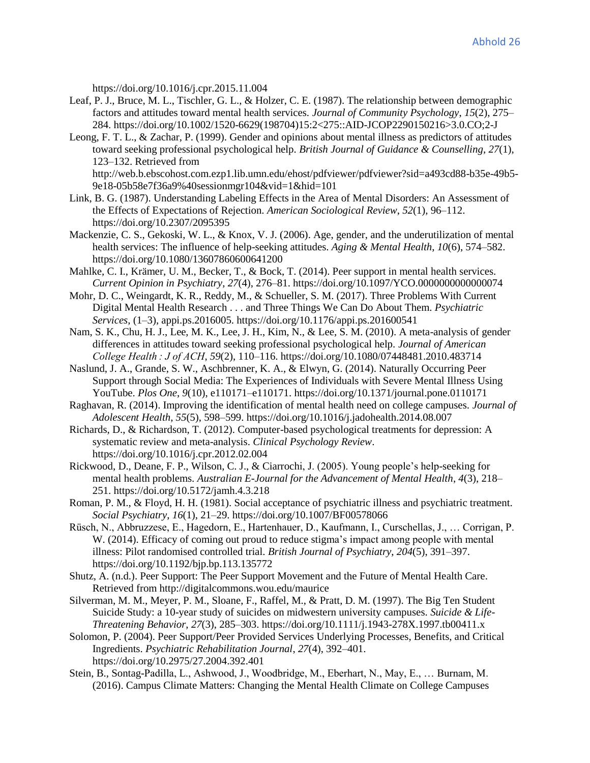https://doi.org/10.1016/j.cpr.2015.11.004

Leaf, P. J., Bruce, M. L., Tischler, G. L., & Holzer, C. E. (1987). The relationship between demographic factors and attitudes toward mental health services. *Journal of Community Psychology*, *15*(2), 275–284. https://doi.org/10.1002/1520-6629(198704)15:2<275::AID-JCOP2290150216>3.0.CO;2-J

Leong, F. T. L., & Zachar, P. (1999). Gender and opinions about mental illness as predictors of attitudes toward seeking professional psychological help. *British Journal of Guidance & Counselling*, *27*(1), 123–132. Retrieved from http://web.b.ebscohost.com.ezp1.lib.umn.edu/ehost/pdfviewer/pdfviewer?sid=a493cd88-b35e-49b5-9e18-05b58e7f36a9%40sessionmgr104&vid=1&hid=101

Link, B. G. (1987). Understanding Labeling Effects in the Area of Mental Disorders: An Assessment of the Effects of Expectations of Rejection. *American Sociological Review*, *52*(1), 96–112. https://doi.org/10.2307/2095395

Mackenzie, C. S., Gekoski, W. L., & Knox, V. J. (2006). Age, gender, and the underutilization of mental health services: The influence of help-seeking attitudes. *Aging & Mental Health*, *10*(6), 574–582. https://doi.org/10.1080/13607860600641200

Mahlke, C. I., Krämer, U. M., Becker, T., & Bock, T. (2014). Peer support in mental health services. *Current Opinion in Psychiatry*, *27*(4), 276–81. https://doi.org/10.1097/YCO.0000000000000074

Mohr, D. C., Weingardt, K. R., Reddy, M., & Schueller, S. M. (2017). Three Problems With Current Digital Mental Health Research . . . and Three Things We Can Do About Them. *Psychiatric Services*, (1–3), appi.ps.2016005. https://doi.org/10.1176/appi.ps.201600541

Nam, S. K., Chu, H. J., Lee, M. K., Lee, J. H., Kim, N., & Lee, S. M. (2010). A meta-analysis of gender differences in attitudes toward seeking professional psychological help. *Journal of American College Health : J of ACH*, *59*(2), 110–116. https://doi.org/10.1080/07448481.2010.483714

Naslund, J. A., Grande, S. W., Aschbrenner, K. A., & Elwyn, G. (2014). Naturally Occurring Peer Support through Social Media: The Experiences of Individuals with Severe Mental Illness Using YouTube. *Plos One*, *9*(10), e110171–e110171. https://doi.org/10.1371/journal.pone.0110171

Raghavan, R. (2014). Improving the identification of mental health need on college campuses. *Journal of Adolescent Health*, *55*(5), 598–599. https://doi.org/10.1016/j.jadohealth.2014.08.007

Richards, D., & Richardson, T. (2012). Computer-based psychological treatments for depression: A systematic review and meta-analysis. *Clinical Psychology Review*. https://doi.org/10.1016/j.cpr.2012.02.004

Rickwood, D., Deane, F. P., Wilson, C. J., & Ciarrochi, J. (2005). Young people's help-seeking for mental health problems. *Australian E-Journal for the Advancement of Mental Health*, *4*(3), 218–251. https://doi.org/10.5172/jamh.4.3.218

Roman, P. M., & Floyd, H. H. (1981). Social acceptance of psychiatric illness and psychiatric treatment. *Social Psychiatry*, *16*(1), 21–29. https://doi.org/10.1007/BF00578066

Rüsch, N., Abbruzzese, E., Hagedorn, E., Hartenhauer, D., Kaufmann, I., Curschellas, J., … Corrigan, P. W. (2014). Efficacy of coming out proud to reduce stigma's impact among people with mental illness: Pilot randomised controlled trial. *British Journal of Psychiatry*, *204*(5), 391–397. https://doi.org/10.1192/bjp.bp.113.135772

Shutz, A. (n.d.). Peer Support: The Peer Support Movement and the Future of Mental Health Care. Retrieved from http://digitalcommons.wou.edu/maurice

Silverman, M. M., Meyer, P. M., Sloane, F., Raffel, M., & Pratt, D. M. (1997). The Big Ten Student Suicide Study: a 10-year study of suicides on midwestern university campuses. *Suicide & Life-Threatening Behavior*, *27*(3), 285–303. https://doi.org/10.1111/j.1943-278X.1997.tb00411.x

Solomon, P. (2004). Peer Support/Peer Provided Services Underlying Processes, Benefits, and Critical Ingredients. *Psychiatric Rehabilitation Journal*, *27*(4), 392–401. https://doi.org/10.2975/27.2004.392.401

Stein, B., Sontag-Padilla, L., Ashwood, J., Woodbridge, M., Eberhart, N., May, E., … Burnam, M. (2016). Campus Climate Matters: Changing the Mental Health Climate on College Campuses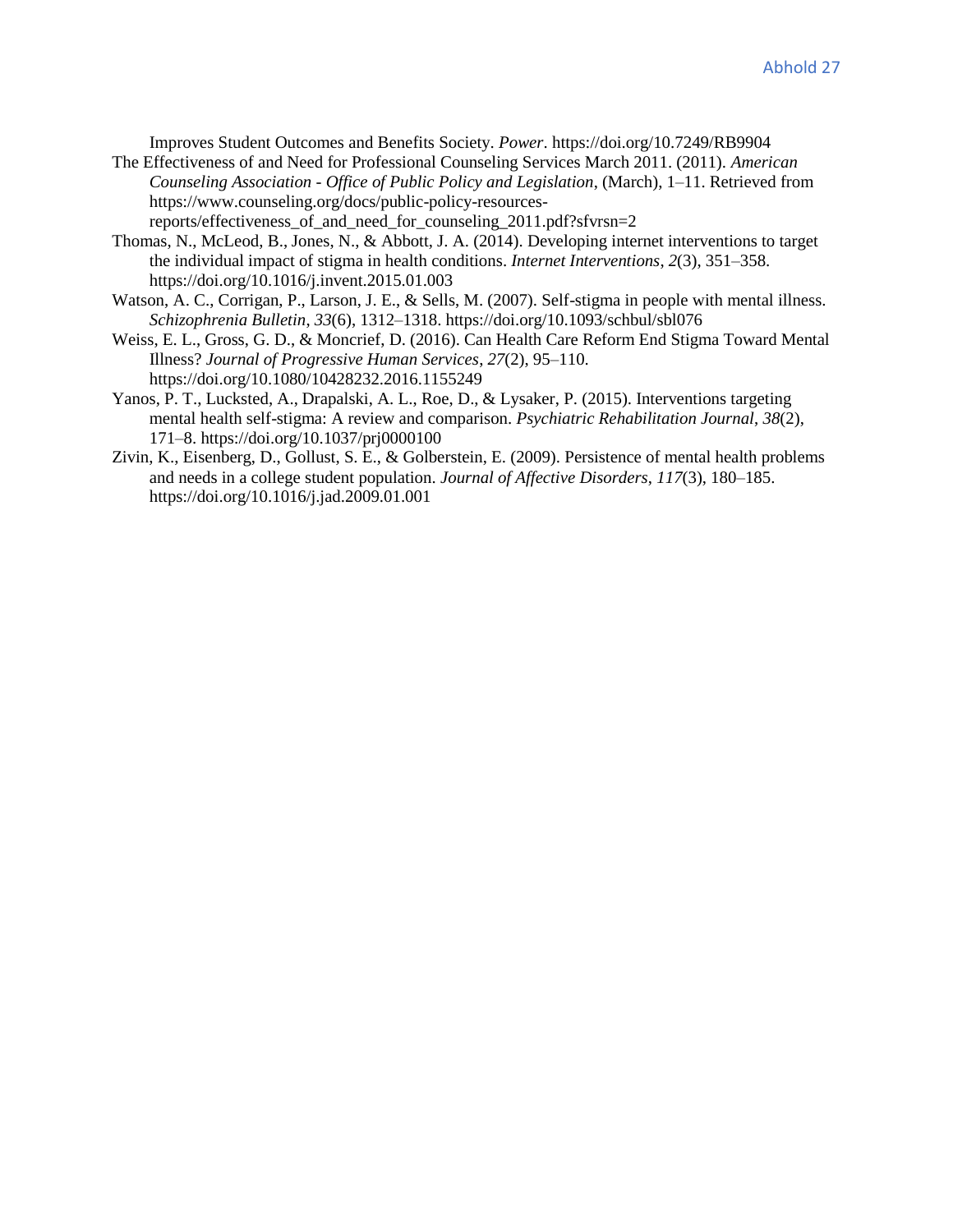Improves Student Outcomes and Benefits Society. *Power*. https://doi.org/10.7249/RB9904

The Effectiveness of and Need for Professional Counseling Services March 2011. (2011). *American Counseling Association - Office of Public Policy and Legislation*, (March), 1–11. Retrieved from https://www.counseling.org/docs/public-policy-resources-reports/effectiveness_of_and_need_for_counseling_2011.pdf?sfvrsn=2

Thomas, N., McLeod, B., Jones, N., & Abbott, J. A. (2014). Developing internet interventions to target the individual impact of stigma in health conditions. *Internet Interventions*, *2*(3), 351–358. https://doi.org/10.1016/j.invent.2015.01.003

Watson, A. C., Corrigan, P., Larson, J. E., & Sells, M. (2007). Self-stigma in people with mental illness. *Schizophrenia Bulletin*, *33*(6), 1312–1318. https://doi.org/10.1093/schbul/sbl076

Weiss, E. L., Gross, G. D., & Moncrief, D. (2016). Can Health Care Reform End Stigma Toward Mental Illness? *Journal of Progressive Human Services*, *27*(2), 95–110. https://doi.org/10.1080/10428232.2016.1155249

Yanos, P. T., Lucksted, A., Drapalski, A. L., Roe, D., & Lysaker, P. (2015). Interventions targeting mental health self-stigma: A review and comparison. *Psychiatric Rehabilitation Journal*, *38*(2), 171–8. https://doi.org/10.1037/prj0000100

Zivin, K., Eisenberg, D., Gollust, S. E., & Golberstein, E. (2009). Persistence of mental health problems and needs in a college student population. *Journal of Affective Disorders*, *117*(3), 180–185. https://doi.org/10.1016/j.jad.2009.01.001